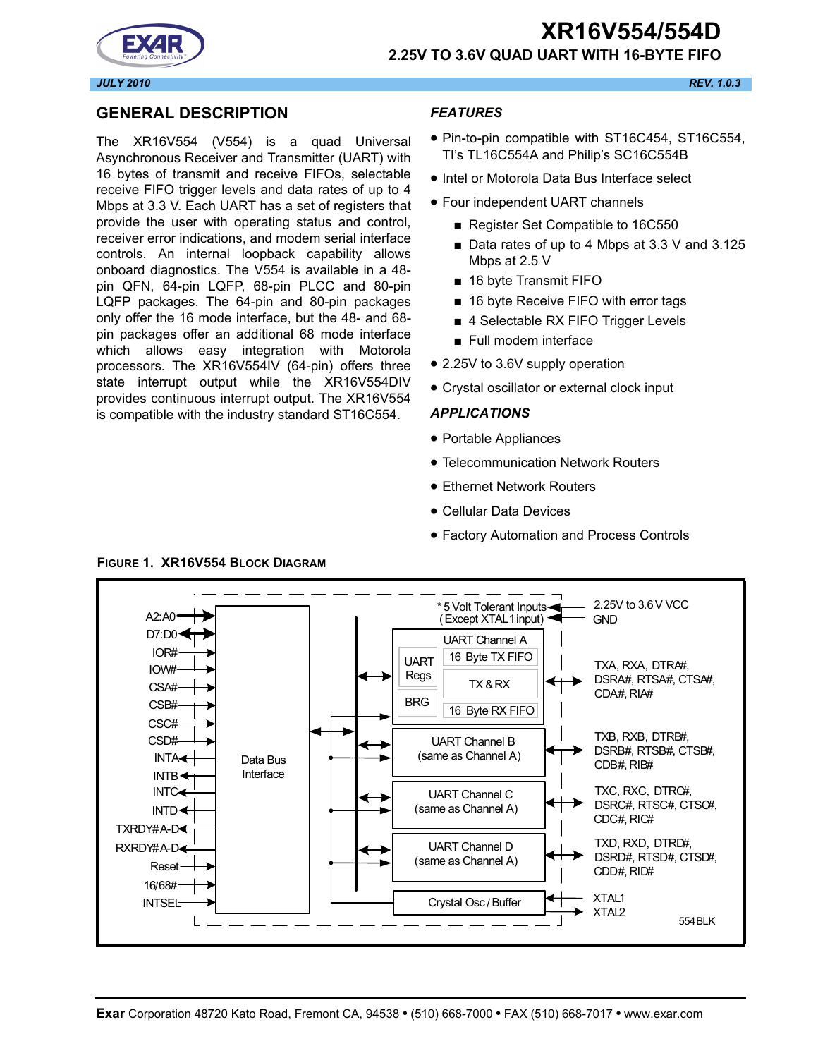# XR16V554/554D

## 2.25V TO 3.6V QUAD UART WITH 16-BYTE FIFO

*JULY 2010* *REV. 1.0.3*

## GENERAL DESCRIPTION

The XR16V554 (V554) is a quad Universal Asynchronous Receiver and Transmitter (UART) with 16 bytes of transmit and receive FIFOs, selectable receive FIFO trigger levels and data rates of up to 4 Mbps at 3.3 V. Each UART has a set of registers that provide the user with operating status and control, receiver error indications, and modem serial interface controls. An internal loopback capability allows onboard diagnostics. The V554 is available in a 48-pin QFN, 64-pin LQFP, 68-pin PLCC and 80-pin LQFP packages. The 64-pin and 80-pin packages only offer the 16 mode interface, but the 48- and 68-pin packages offer an additional 68 mode interface which allows easy integration with Motorola processors. The XR16V554IV (64-pin) offers three state interrupt output while the XR16V554DIV provides continuous interrupt output. The XR16V554 is compatible with the industry standard ST16C554.

### *FEATURES*

- Pin-to-pin compatible with ST16C454, ST16C554, TI's TL16C554A and Philip's SC16C554B
- Intel or Motorola Data Bus Interface select
- Four independent UART channels
  - Register Set Compatible to 16C550
  - Data rates of up to 4 Mbps at 3.3 V and 3.125 Mbps at 2.5 V
  - 16 byte Transmit FIFO
  - 16 byte Receive FIFO with error tags
  - 4 Selectable RX FIFO Trigger Levels
  - Full modem interface
- 2.25V to 3.6V supply operation
- Crystal oscillator or external clock input

### *APPLICATIONS*

- Portable Appliances
- Telecommunication Network Routers
- Ethernet Network Routers
- Cellular Data Devices
- Factory Automation and Process Controls

**FIGURE 1. XR16V554 BLOCK DIAGRAM**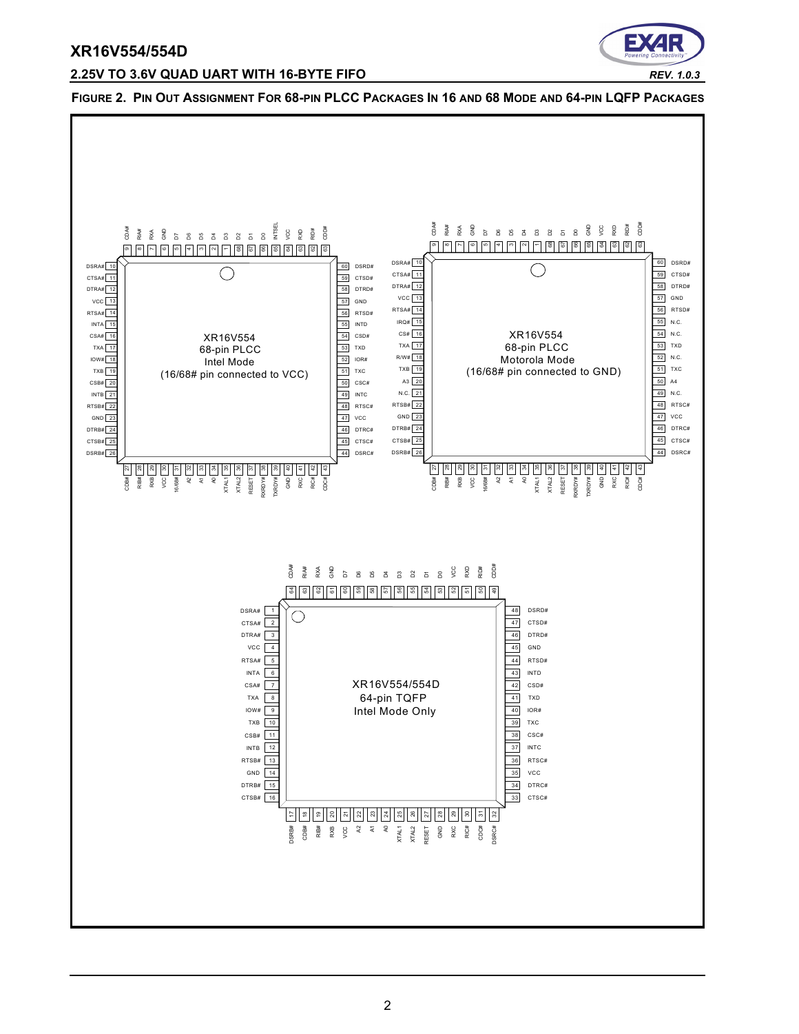**FIGURE 2. PIN OUT ASSIGNMENT FOR 68-PIN PLCC PACKAGES IN 16 AND 68 MODE AND 64-PIN LQFP PACKAGES**

XR16V554
68-pin PLCC
Intel Mode
(16/68# pin connected to VCC)

| Pin | Name | Pin | Name | Pin | Name | Pin | Name |
|---|---|---|---|---|---|---|---|
| 1 | D2 | 18 | IOW# | 35 | XTAL1 | 52 | IOR# |
| 2 | D4 | 19 | TXB | 36 | XTAL2 | 53 | TXD |
| 3 | D5 | 20 | CSB# | 37 | RESET | 54 | CSD# |
| 4 | D6 | 21 | INTB | 38 | RXRDY# | 55 | INTD |
| 5 | D7 | 22 | RTSB# | 39 | TXRDY# | 56 | RTSD# |
| 6 | GND | 23 | GND | 40 | GND | 57 | GND |
| 7 | RXA | 24 | DTRB# | 41 | RXC | 58 | DTRD# |
| 8 | RIA# | 25 | CTSB# | 42 | RIC# | 59 | CTSD# |
| 9 | CDA# | 26 | DSRB# | 43 | CDC# | 60 | DSRD# |
| 10 | DSRA# | 27 | CDB# | 44 | DSRC# | 61 | CDD# |
| 11 | CTSA# | 28 | RIB# | 45 | CTSC# | 62 | RID# |
| 12 | DTRA# | 29 | RXB | 46 | DTRC# | 63 | RXD |
| 13 | VCC | 30 | VCC | 47 | VCC | 64 | VCC |
| 14 | RTSA# | 31 | 16/68# | 48 | RTSC# | 65 | INTSEL |
| 15 | INTA | 32 | A2 | 49 | INTC | 66 | D0 |
| 16 | CSA# | 33 | A1 | 50 | CSC# | 67 | D1 |
| 17 | TXA | 34 | A0 | 51 | TXC | 68 | D2 |

XR16V554
68-pin PLCC
Motorola Mode
(16/68# pin connected to GND)

| Pin | Name | Pin | Name | Pin | Name | Pin | Name |
|---|---|---|---|---|---|---|---|
| 1 | D2 | 18 | R/W# | 35 | XTAL1 | 52 | N.C. |
| 2 | D4 | 19 | TXB | 36 | XTAL2 | 53 | TXD |
| 3 | D5 | 20 | A3 | 37 | RESET | 54 | N.C. |
| 4 | D6 | 21 | N.C. | 38 | RXRDY# | 55 | N.C. |
| 5 | D7 | 22 | RTSB# | 39 | TXRDY# | 56 | RTSD# |
| 6 | GND | 23 | GND | 40 | GND | 57 | GND |
| 7 | RXA | 24 | DTRB# | 41 | RXC | 58 | DTRD# |
| 8 | RIA# | 25 | CTSB# | 42 | RIC# | 59 | CTSD# |
| 9 | CDA# | 26 | DSRB# | 43 | CDC# | 60 | DSRD# |
| 10 | DSRA# | 27 | CDB# | 44 | DSRC# | 61 | CDD# |
| 11 | CTSA# | 28 | RIB# | 45 | CTSC# | 62 | RID# |
| 12 | DTRA# | 29 | RXB | 46 | DTRC# | 63 | RXD |
| 13 | VCC | 30 | VCC | 47 | VCC | 64 | VCC |
| 14 | RTSA# | 31 | 16/68# | 48 | RTSC# | 65 | GND |
| 15 | IRQ# | 32 | A2 | 49 | N.C. | 66 | D0 |
| 16 | CS# | 33 | A1 | 50 | A4 | 67 | D1 |
| 17 | TXA | 34 | A0 | 51 | TXC | 68 | D2 |

XR16V554/554D
64-pin TQFP
Intel Mode Only

| Pin | Name | Pin | Name | Pin | Name | Pin | Name |
|---|---|---|---|---|---|---|---|
| 1 | DSRA# | 17 | DSRB# | 33 | CTSC# | 49 | CDD# |
| 2 | CTSA# | 18 | CDB# | 34 | DTRC# | 50 | RID# |
| 3 | DTRA# | 19 | RIB# | 35 | VCC | 51 | RXD |
| 4 | VCC | 20 | RXB | 36 | RTSC# | 52 | VCC |
| 5 | RTSA# | 21 | VCC | 37 | INTC | 53 | D0 |
| 6 | INTA | 22 | A2 | 38 | CSC# | 54 | D1 |
| 7 | CSA# | 23 | A1 | 39 | TXC | 55 | D2 |
| 8 | TXA | 24 | A0 | 40 | IOR# | 56 | D3 |
| 9 | IOW# | 25 | XTAL1 | 41 | TXD | 57 | D4 |
| 10 | TXB | 26 | XTAL2 | 42 | CSD# | 58 | D5 |
| 11 | CSB# | 27 | RESET | 43 | INTD | 59 | D6 |
| 12 | INTB | 28 | GND | 44 | RTSD# | 60 | D7 |
| 13 | RTSB# | 29 | RXC | 45 | GND | 61 | GND |
| 14 | GND | 30 | RIC# | 46 | DTRD# | 62 | RXA |
| 15 | DTRB# | 31 | CDC# | 47 | CTSD# | 63 | RIA# |
| 16 | CTSB# | 32 | DSRC# | 48 | DSRD# | 64 | CDA# |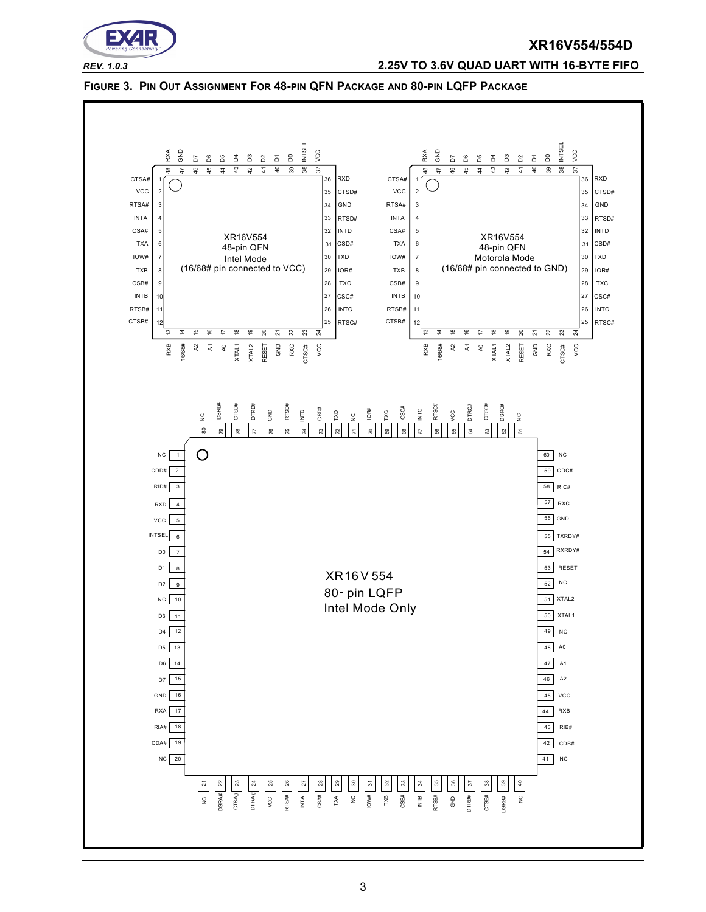**FIGURE 3. PIN OUT ASSIGNMENT FOR 48-PIN QFN PACKAGE AND 80-PIN LQFP PACKAGE**

XR16V554 48-pin QFN Intel Mode (16/68# pin connected to VCC)

| Pin | Name | Pin | Name | Pin | Name | Pin | Name |
|---|---|---|---|---|---|---|---|
| 1 | CTSA# | 13 | RXB | 25 | RTSC# | 37 | VCC |
| 2 | VCC | 14 | 16/68# | 26 | INTC | 38 | INTSEL |
| 3 | RTSA# | 15 | A2 | 27 | CSC# | 39 | D0 |
| 4 | INTA | 16 | A1 | 28 | TXC | 40 | D1 |
| 5 | CSA# | 17 | A0 | 29 | IOR# | 41 | D2 |
| 6 | TXA | 18 | XTAL1 | 30 | TXD | 42 | D3 |
| 7 | IOW# | 19 | XTAL2 | 31 | CSD# | 43 | D4 |
| 8 | TXB | 20 | RESET | 32 | INTD | 44 | D5 |
| 9 | CSB# | 21 | GND | 33 | RTSD# | 45 | D6 |
| 10 | INTB | 22 | RXC | 34 | GND | 46 | D7 |
| 11 | RTSB# | 23 | CTSC# | 35 | CTSD# | 47 | GND |
| 12 | CTSB# | 24 | VCC | 36 | RXD | 48 | RXA |

XR16V554 48-pin QFN Motorola Mode (16/68# pin connected to GND)

| Pin | Name | Pin | Name | Pin | Name | Pin | Name |
|---|---|---|---|---|---|---|---|
| 1 | CTSA# | 13 | RXB | 25 | RTSC# | 37 | VCC |
| 2 | VCC | 14 | 16/68# | 26 | INTC | 38 | INTSEL |
| 3 | RTSA# | 15 | A2 | 27 | CSC# | 39 | D0 |
| 4 | INTA | 16 | A1 | 28 | TXC | 40 | D1 |
| 5 | CSA# | 17 | A0 | 29 | IOR# | 41 | D2 |
| 6 | TXA | 18 | XTAL1 | 30 | TXD | 42 | D3 |
| 7 | IOW# | 19 | XTAL2 | 31 | CSD# | 43 | D4 |
| 8 | TXB | 20 | RESET | 32 | INTD | 44 | D5 |
| 9 | CSB# | 21 | GND | 33 | RTSD# | 45 | D6 |
| 10 | INTB | 22 | RXC | 34 | GND | 46 | D7 |
| 11 | RTSB# | 23 | CTSC# | 35 | CTSD# | 47 | GND |
| 12 | CTSB# | 24 | VCC | 36 | RXD | 48 | RXA |

XR16V554 80-pin LQFP Intel Mode Only

| Pin | Name | Pin | Name | Pin | Name | Pin | Name |
|---|---|---|---|---|---|---|---|
| 1 | NC | 21 | NC | 41 | NC | 61 | NC |
| 2 | CDD# | 22 | DSRA# | 42 | CDB# | 62 | DSRC# |
| 3 | RID# | 23 | CTSA# | 43 | RIB# | 63 | CTSC# |
| 4 | RXD | 24 | DTRA# | 44 | RXB | 64 | DTRC# |
| 5 | VCC | 25 | VCC | 45 | VCC | 65 | VCC |
| 6 | INTSEL | 26 | RTSA# | 46 | A2 | 66 | RTSC# |
| 7 | D0 | 27 | INTA | 47 | A1 | 67 | INTC |
| 8 | D1 | 28 | CSA# | 48 | A0 | 68 | CSC# |
| 9 | D2 | 29 | TXA | 49 | NC | 69 | TXC |
| 10 | NC | 30 | NC | 50 | XTAL1 | 70 | IOR# |
| 11 | D3 | 31 | IOW# | 51 | XTAL2 | 71 | NC |
| 12 | D4 | 32 | TXB | 52 | NC | 72 | TXD |
| 13 | D5 | 33 | CSB# | 53 | RESET | 73 | CSD# |
| 14 | D6 | 34 | INTB | 54 | RXRDY# | 74 | INTD |
| 15 | D7 | 35 | RTSB# | 55 | TXRDY# | 75 | RTSD# |
| 16 | GND | 36 | GND | 56 | GND | 76 | GND |
| 17 | RXA | 37 | DTRB# | 57 | RXC | 77 | DTRD# |
| 18 | RIA# | 38 | CTSB# | 58 | RIC# | 78 | CTSD# |
| 19 | CDA# | 39 | DSRB# | 59 | CDC# | 79 | DSRD# |
| 20 | NC | 40 | NC | 60 | NC | 80 | NC |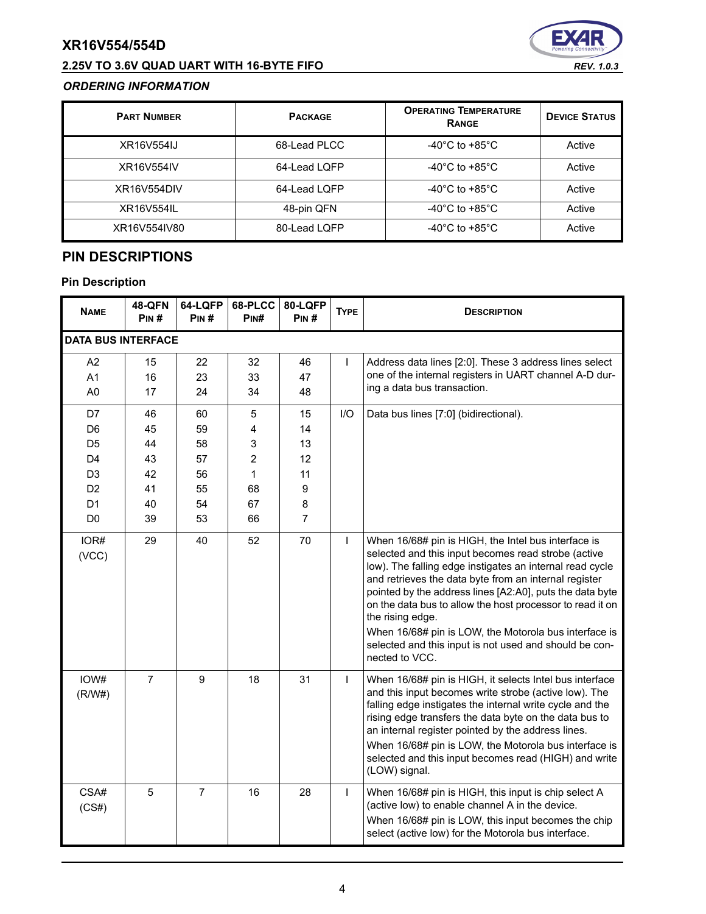### ORDERING INFORMATION

| Part Number | Package | Operating Temperature Range | Device Status |
|---|---|---|---|
| XR16V554IJ | 68-Lead PLCC | -40°C to +85°C | Active |
| XR16V554IV | 64-Lead LQFP | -40°C to +85°C | Active |
| XR16V554DIV | 64-Lead LQFP | -40°C to +85°C | Active |
| XR16V554IL | 48-pin QFN | -40°C to +85°C | Active |
| XR16V554IV80 | 80-Lead LQFP | -40°C to +85°C | Active |

## PIN DESCRIPTIONS

### Pin Description

| Name | 48-QFN Pin # | 64-LQFP Pin # | 68-PLCC Pin# | 80-LQFP Pin # | Type | Description |
|---|---|---|---|---|---|---|
| **DATA BUS INTERFACE** | | | | | | |
| A2<br>A1<br>A0 | 15<br>16<br>17 | 22<br>23<br>24 | 32<br>33<br>34 | 46<br>47<br>48 | I | Address data lines [2:0]. These 3 address lines select one of the internal registers in UART channel A-D during a data bus transaction. |
| D7<br>D6<br>D5<br>D4<br>D3<br>D2<br>D1<br>D0 | 46<br>45<br>44<br>43<br>42<br>41<br>40<br>39 | 60<br>59<br>58<br>57<br>56<br>55<br>54<br>53 | 5<br>4<br>3<br>2<br>1<br>68<br>67<br>66 | 15<br>14<br>13<br>12<br>11<br>9<br>8<br>7 | I/O | Data bus lines [7:0] (bidirectional). |
| IOR#<br>(VCC) | 29 | 40 | 52 | 70 | I | When 16/68# pin is HIGH, the Intel bus interface is selected and this input becomes read strobe (active low). The falling edge instigates an internal read cycle and retrieves the data byte from an internal register pointed by the address lines [A2:A0], puts the data byte on the data bus to allow the host processor to read it on the rising edge.<br>When 16/68# pin is LOW, the Motorola bus interface is selected and this input is not used and should be connected to VCC. |
| IOW#<br>(R/W#) | 7 | 9 | 18 | 31 | I | When 16/68# pin is HIGH, it selects Intel bus interface and this input becomes write strobe (active low). The falling edge instigates the internal write cycle and the rising edge transfers the data byte on the data bus to an internal register pointed by the address lines.<br>When 16/68# pin is LOW, the Motorola bus interface is selected and this input becomes read (HIGH) and write (LOW) signal. |
| CSA#<br>(CS#) | 5 | 7 | 16 | 28 | I | When 16/68# pin is HIGH, this input is chip select A (active low) to enable channel A in the device.<br>When 16/68# pin is LOW, this input becomes the chip select (active low) for the Motorola bus interface. |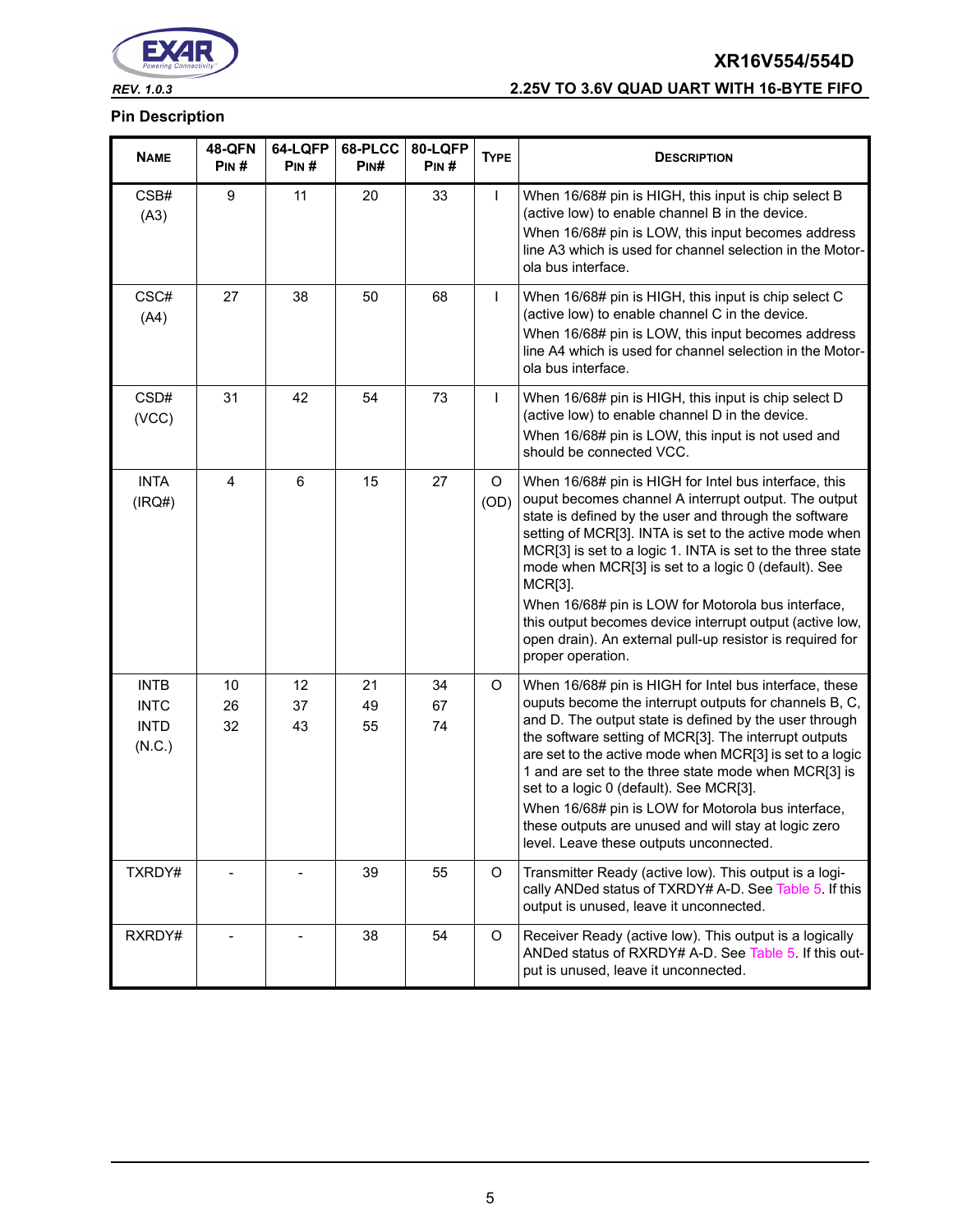## Pin Description

| NAME | 48-QFN PIN # | 64-LQFP PIN # | 68-PLCC PIN# | 80-LQFP PIN # | TYPE | DESCRIPTION |
|---|---|---|---|---|---|---|
| CSB# (A3) | 9 | 11 | 20 | 33 | I | When 16/68# pin is HIGH, this input is chip select B (active low) to enable channel B in the device. When 16/68# pin is LOW, this input becomes address line A3 which is used for channel selection in the Motorola bus interface. |
| CSC# (A4) | 27 | 38 | 50 | 68 | I | When 16/68# pin is HIGH, this input is chip select C (active low) to enable channel C in the device. When 16/68# pin is LOW, this input becomes address line A4 which is used for channel selection in the Motorola bus interface. |
| CSD# (VCC) | 31 | 42 | 54 | 73 | I | When 16/68# pin is HIGH, this input is chip select D (active low) to enable channel D in the device. When 16/68# pin is LOW, this input is not used and should be connected VCC. |
| INTA (IRQ#) | 4 | 6 | 15 | 27 | O (OD) | When 16/68# pin is HIGH for Intel bus interface, this ouput becomes channel A interrupt output. The output state is defined by the user and through the software setting of MCR[3]. INTA is set to the active mode when MCR[3] is set to a logic 1. INTA is set to the three state mode when MCR[3] is set to a logic 0 (default). See MCR[3]. When 16/68# pin is LOW for Motorola bus interface, this output becomes device interrupt output (active low, open drain). An external pull-up resistor is required for proper operation. |
| INTB INTC INTD (N.C.) | 10 26 32 | 12 37 43 | 21 49 55 | 34 67 74 | O | When 16/68# pin is HIGH for Intel bus interface, these ouputs become the interrupt outputs for channels B, C, and D. The output state is defined by the user through the software setting of MCR[3]. The interrupt outputs are set to the active mode when MCR[3] is set to a logic 1 and are set to the three state mode when MCR[3] is set to a logic 0 (default). See MCR[3]. When 16/68# pin is LOW for Motorola bus interface, these outputs are unused and will stay at logic zero level. Leave these outputs unconnected. |
| TXRDY# | - | - | 39 | 55 | O | Transmitter Ready (active low). This output is a logically ANDed status of TXRDY# A-D. See Table 5. If this output is unused, leave it unconnected. |
| RXRDY# | - | - | 38 | 54 | O | Receiver Ready (active low). This output is a logically ANDed status of RXRDY# A-D. See Table 5. If this output is unused, leave it unconnected. |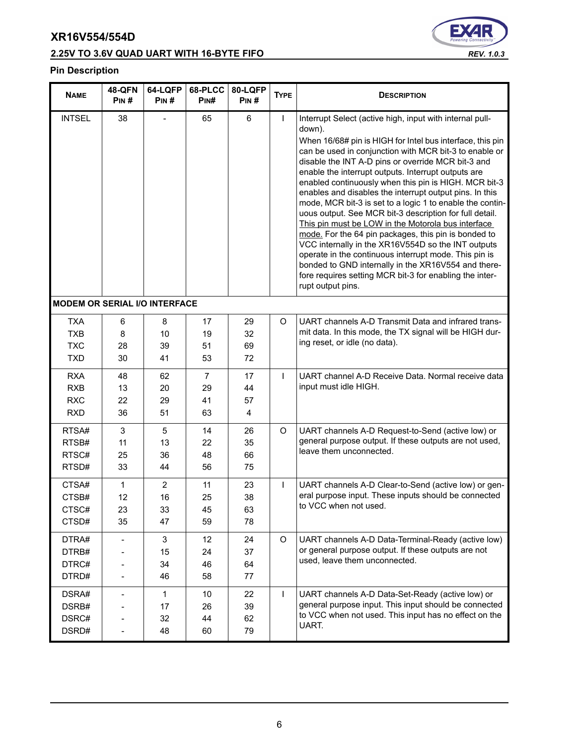## Pin Description

| Name | 48-QFN Pin # | 64-LQFP Pin # | 68-PLCC Pin# | 80-LQFP Pin # | Type | Description |
|---|---|---|---|---|---|---|
| INTSEL | 38 | - | 65 | 6 | I | Interrupt Select (active high, input with internal pull-down). When 16/68# pin is HIGH for Intel bus interface, this pin can be used in conjunction with MCR bit-3 to enable or disable the INT A-D pins or override MCR bit-3 and enable the interrupt outputs. Interrupt outputs are enabled continuously when this pin is HIGH. MCR bit-3 enables and disables the interrupt output pins. In this mode, MCR bit-3 is set to a logic 1 to enable the continuous output. See MCR bit-3 description for full detail. This pin must be LOW in the Motorola bus interface mode. For the 64 pin packages, this pin is bonded to VCC internally in the XR16V554D so the INT outputs operate in the continuous interrupt mode. This pin is bonded to GND internally in the XR16V554 and therefore requires setting MCR bit-3 for enabling the interrupt output pins. |
| **MODEM OR SERIAL I/O INTERFACE** | | | | | | |
| TXA<br>TXB<br>TXC<br>TXD | 6<br>8<br>28<br>30 | 8<br>10<br>39<br>41 | 17<br>19<br>51<br>53 | 29<br>32<br>69<br>72 | O | UART channels A-D Transmit Data and infrared transmit data. In this mode, the TX signal will be HIGH during reset, or idle (no data). |
| RXA<br>RXB<br>RXC<br>RXD | 48<br>13<br>22<br>36 | 62<br>20<br>29<br>51 | 7<br>29<br>41<br>63 | 17<br>44<br>57<br>4 | I | UART channel A-D Receive Data. Normal receive data input must idle HIGH. |
| RTSA#<br>RTSB#<br>RTSC#<br>RTSD# | 3<br>11<br>25<br>33 | 5<br>13<br>36<br>44 | 14<br>22<br>48<br>56 | 26<br>35<br>66<br>75 | O | UART channels A-D Request-to-Send (active low) or general purpose output. If these outputs are not used, leave them unconnected. |
| CTSA#<br>CTSB#<br>CTSC#<br>CTSD# | 1<br>12<br>23<br>35 | 2<br>16<br>33<br>47 | 11<br>25<br>45<br>59 | 23<br>38<br>63<br>78 | I | UART channels A-D Clear-to-Send (active low) or general purpose input. These inputs should be connected to VCC when not used. |
| DTRA#<br>DTRB#<br>DTRC#<br>DTRD# | -<br>-<br>-<br>- | 3<br>15<br>34<br>46 | 12<br>24<br>46<br>58 | 24<br>37<br>64<br>77 | O | UART channels A-D Data-Terminal-Ready (active low) or general purpose output. If these outputs are not used, leave them unconnected. |
| DSRA#<br>DSRB#<br>DSRC#<br>DSRD# | -<br>-<br>-<br>- | 1<br>17<br>32<br>48 | 10<br>26<br>44<br>60 | 22<br>39<br>62<br>79 | I | UART channels A-D Data-Set-Ready (active low) or general purpose input. This input should be connected to VCC when not used. This input has no effect on the UART. |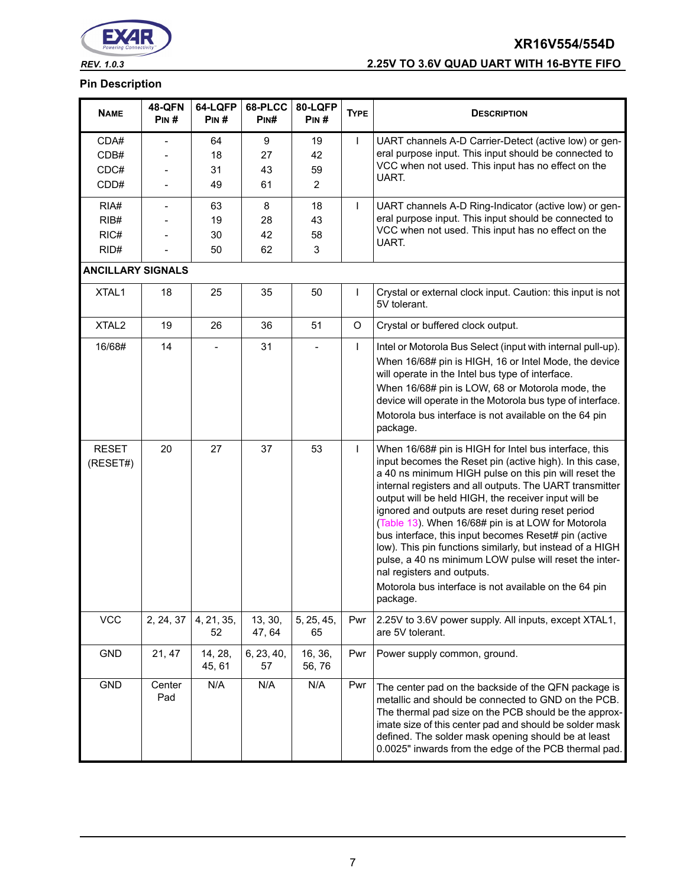### Pin Description

| NAME | 48-QFN PIN # | 64-LQFP PIN # | 68-PLCC PIN# | 80-LQFP PIN # | TYPE | DESCRIPTION |
|---|---|---|---|---|---|---|
| CDA#<br>CDB#<br>CDC#<br>CDD# | -<br>-<br>-<br>- | 64<br>18<br>31<br>49 | 9<br>27<br>43<br>61 | 19<br>42<br>59<br>2 | I | UART channels A-D Carrier-Detect (active low) or general purpose input. This input should be connected to VCC when not used. This input has no effect on the UART. |
| RIA#<br>RIB#<br>RIC#<br>RID# | -<br>-<br>-<br>- | 63<br>19<br>30<br>50 | 8<br>28<br>42<br>62 | 18<br>43<br>58<br>3 | I | UART channels A-D Ring-Indicator (active low) or general purpose input. This input should be connected to VCC when not used. This input has no effect on the UART. |
| **ANCILLARY SIGNALS** | | | | | | |
| XTAL1 | 18 | 25 | 35 | 50 | I | Crystal or external clock input. Caution: this input is not 5V tolerant. |
| XTAL2 | 19 | 26 | 36 | 51 | O | Crystal or buffered clock output. |
| 16/68# | 14 | - | 31 | - | I | Intel or Motorola Bus Select (input with internal pull-up).<br>When 16/68# pin is HIGH, 16 or Intel Mode, the device will operate in the Intel bus type of interface.<br>When 16/68# pin is LOW, 68 or Motorola mode, the device will operate in the Motorola bus type of interface.<br>Motorola bus interface is not available on the 64 pin package. |
| RESET (RESET#) | 20 | 27 | 37 | 53 | I | When 16/68# pin is HIGH for Intel bus interface, this input becomes the Reset pin (active high). In this case, a 40 ns minimum HIGH pulse on this pin will reset the internal registers and all outputs. The UART transmitter output will be held HIGH, the receiver input will be ignored and outputs are reset during reset period (Table 13). When 16/68# pin is at LOW for Motorola bus interface, this input becomes Reset# pin (active low). This pin functions similarly, but instead of a HIGH pulse, a 40 ns minimum LOW pulse will reset the internal registers and outputs.<br>Motorola bus interface is not available on the 64 pin package. |
| VCC | 2, 24, 37 | 4, 21, 35, 52 | 13, 30, 47, 64 | 5, 25, 45, 65 | Pwr | 2.25V to 3.6V power supply. All inputs, except XTAL1, are 5V tolerant. |
| GND | 21, 47 | 14, 28, 45, 61 | 6, 23, 40, 57 | 16, 36, 56, 76 | Pwr | Power supply common, ground. |
| GND | Center Pad | N/A | N/A | N/A | Pwr | The center pad on the backside of the QFN package is metallic and should be connected to GND on the PCB. The thermal pad size on the PCB should be the approximate size of this center pad and should be solder mask defined. The solder mask opening should be at least 0.0025" inwards from the edge of the PCB thermal pad. |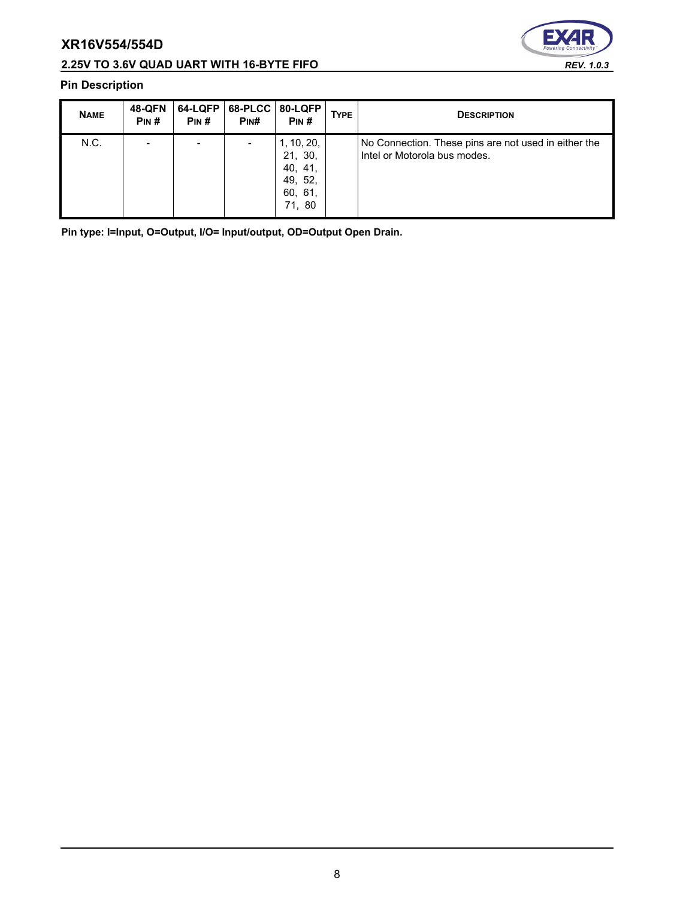## Pin Description

| NAME | 48-QFN PIN # | 64-LQFP PIN # | 68-PLCC PIN# | 80-LQFP PIN # | TYPE | DESCRIPTION |
|---|---|---|---|---|---|---|
| N.C. | - | - | - | 1, 10, 20, 21, 30, 40, 41, 49, 52, 60, 61, 71, 80 | | No Connection. These pins are not used in either the Intel or Motorola bus modes. |

**Pin type: I=Input, O=Output, I/O= Input/output, OD=Output Open Drain.**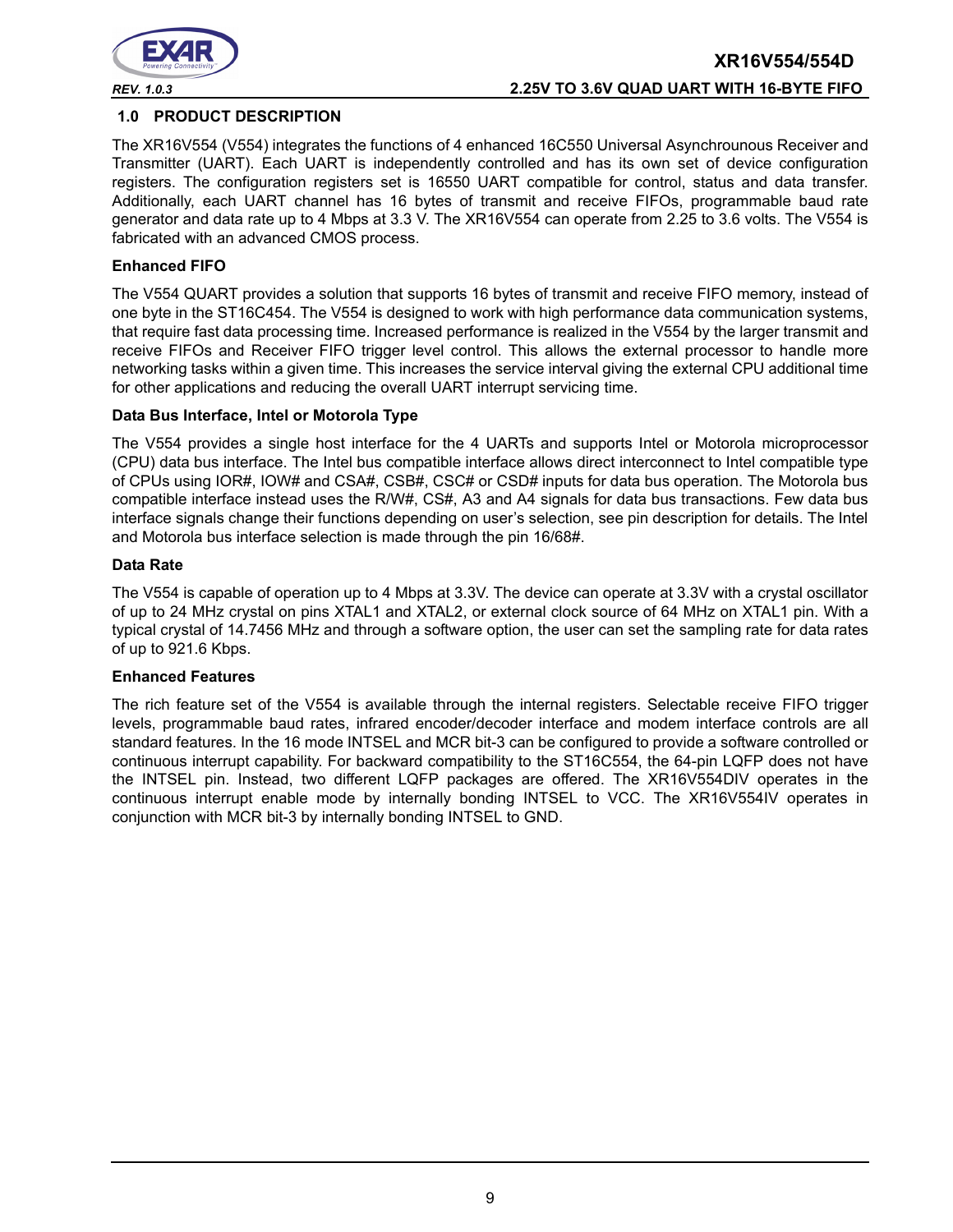## 1.0 PRODUCT DESCRIPTION

The XR16V554 (V554) integrates the functions of 4 enhanced 16C550 Universal Asynchrounous Receiver and Transmitter (UART). Each UART is independently controlled and has its own set of device configuration registers. The configuration registers set is 16550 UART compatible for control, status and data transfer. Additionally, each UART channel has 16 bytes of transmit and receive FIFOs, programmable baud rate generator and data rate up to 4 Mbps at 3.3 V. The XR16V554 can operate from 2.25 to 3.6 volts. The V554 is fabricated with an advanced CMOS process.

**Enhanced FIFO**

The V554 QUART provides a solution that supports 16 bytes of transmit and receive FIFO memory, instead of one byte in the ST16C454. The V554 is designed to work with high performance data communication systems, that require fast data processing time. Increased performance is realized in the V554 by the larger transmit and receive FIFOs and Receiver FIFO trigger level control. This allows the external processor to handle more networking tasks within a given time. This increases the service interval giving the external CPU additional time for other applications and reducing the overall UART interrupt servicing time.

**Data Bus Interface, Intel or Motorola Type**

The V554 provides a single host interface for the 4 UARTs and supports Intel or Motorola microprocessor (CPU) data bus interface. The Intel bus compatible interface allows direct interconnect to Intel compatible type of CPUs using IOR#, IOW# and CSA#, CSB#, CSC# or CSD# inputs for data bus operation. The Motorola bus compatible interface instead uses the R/W#, CS#, A3 and A4 signals for data bus transactions. Few data bus interface signals change their functions depending on user's selection, see pin description for details. The Intel and Motorola bus interface selection is made through the pin 16/68#.

**Data Rate**

The V554 is capable of operation up to 4 Mbps at 3.3V. The device can operate at 3.3V with a crystal oscillator of up to 24 MHz crystal on pins XTAL1 and XTAL2, or external clock source of 64 MHz on XTAL1 pin. With a typical crystal of 14.7456 MHz and through a software option, the user can set the sampling rate for data rates of up to 921.6 Kbps.

**Enhanced Features**

The rich feature set of the V554 is available through the internal registers. Selectable receive FIFO trigger levels, programmable baud rates, infrared encoder/decoder interface and modem interface controls are all standard features. In the 16 mode INTSEL and MCR bit-3 can be configured to provide a software controlled or continuous interrupt capability. For backward compatibility to the ST16C554, the 64-pin LQFP does not have the INTSEL pin. Instead, two different LQFP packages are offered. The XR16V554DIV operates in the continuous interrupt enable mode by internally bonding INTSEL to VCC. The XR16V554IV operates in conjunction with MCR bit-3 by internally bonding INTSEL to GND.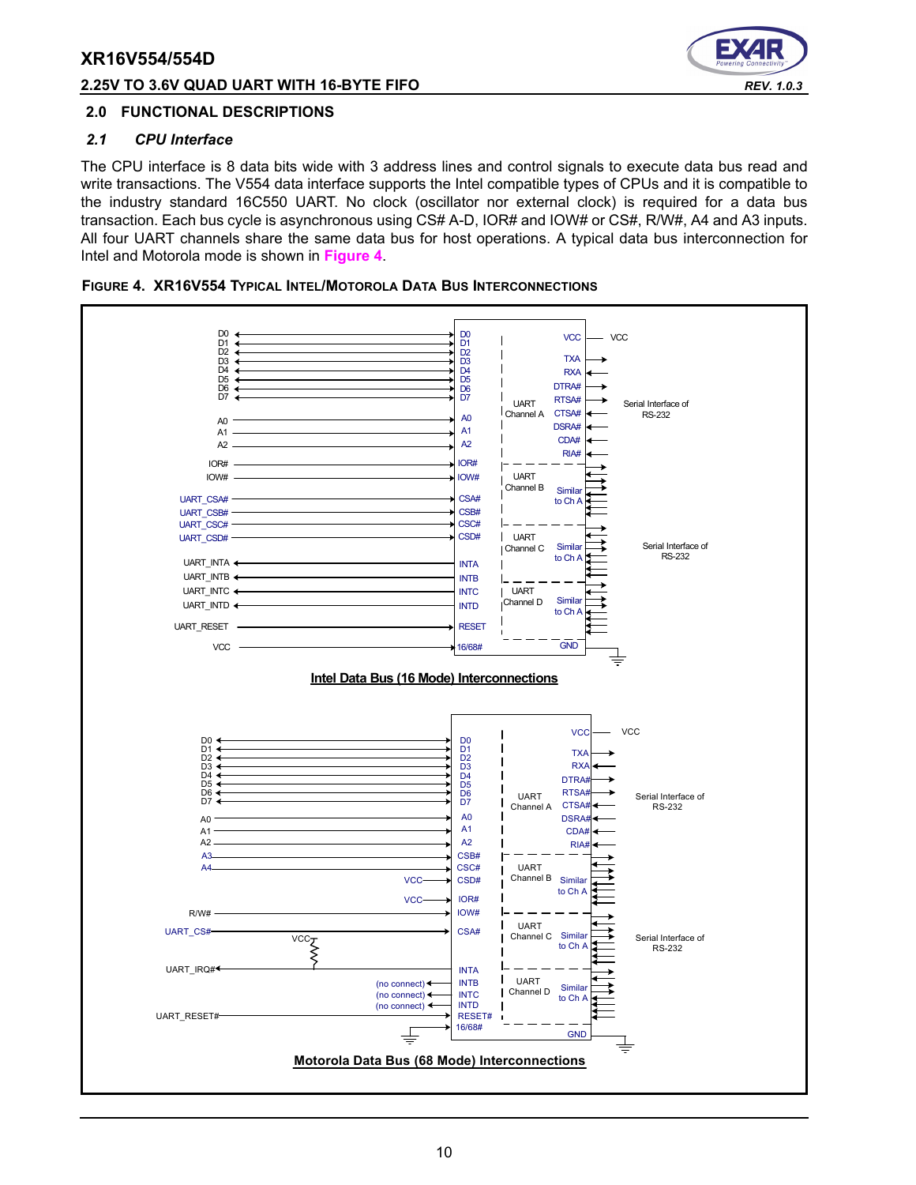## 2.0 FUNCTIONAL DESCRIPTIONS

### *2.1 CPU Interface*

The CPU interface is 8 data bits wide with 3 address lines and control signals to execute data bus read and write transactions. The V554 data interface supports the Intel compatible types of CPUs and it is compatible to the industry standard 16C550 UART. No clock (oscillator nor external clock) is required for a data bus transaction. Each bus cycle is asynchronous using CS# A-D, IOR# and IOW# or CS#, R/W#, A4 and A3 inputs. All four UART channels share the same data bus for host operations. A typical data bus interconnection for Intel and Motorola mode is shown in **Figure 4**.

**FIGURE 4. XR16V554 TYPICAL INTEL/MOTOROLA DATA BUS INTERCONNECTIONS**

**Intel Data Bus (16 Mode) Interconnections**

**Motorola Data Bus (68 Mode) Interconnections**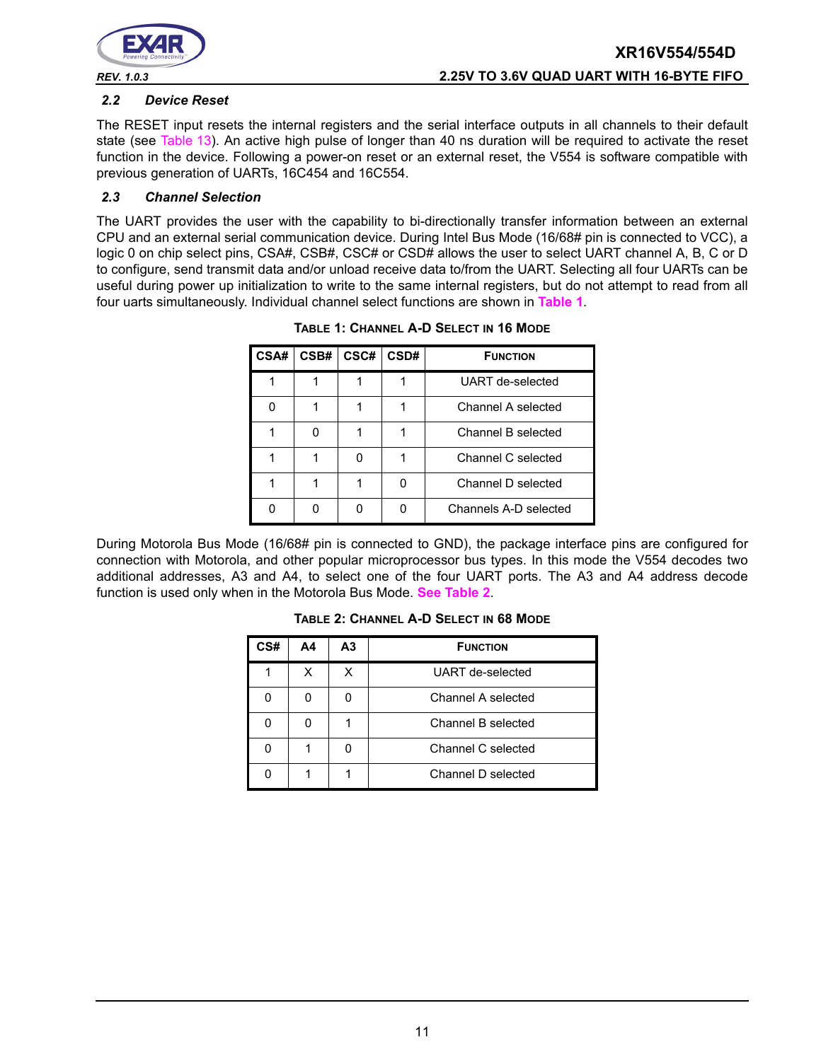### 2.2 Device Reset

The RESET input resets the internal registers and the serial interface outputs in all channels to their default state (see Table 13). An active high pulse of longer than 40 ns duration will be required to activate the reset function in the device. Following a power-on reset or an external reset, the V554 is software compatible with previous generation of UARTs, 16C454 and 16C554.

### 2.3 Channel Selection

The UART provides the user with the capability to bi-directionally transfer information between an external CPU and an external serial communication device. During Intel Bus Mode (16/68# pin is connected to VCC), a logic 0 on chip select pins, CSA#, CSB#, CSC# or CSD# allows the user to select UART channel A, B, C or D to configure, send transmit data and/or unload receive data to/from the UART. Selecting all four UARTs can be useful during power up initialization to write to the same internal registers, but do not attempt to read from all four uarts simultaneously. Individual channel select functions are shown in **Table 1**.

**TABLE 1: CHANNEL A-D SELECT IN 16 MODE**

| CSA# | CSB# | CSC# | CSD# | FUNCTION |
|---|---|---|---|---|
| 1 | 1 | 1 | 1 | UART de-selected |
| 0 | 1 | 1 | 1 | Channel A selected |
| 1 | 0 | 1 | 1 | Channel B selected |
| 1 | 1 | 0 | 1 | Channel C selected |
| 1 | 1 | 1 | 0 | Channel D selected |
| 0 | 0 | 0 | 0 | Channels A-D selected |

During Motorola Bus Mode (16/68# pin is connected to GND), the package interface pins are configured for connection with Motorola, and other popular microprocessor bus types. In this mode the V554 decodes two additional addresses, A3 and A4, to select one of the four UART ports. The A3 and A4 address decode function is used only when in the Motorola Bus Mode. **See Table 2**.

**TABLE 2: CHANNEL A-D SELECT IN 68 MODE**

| CS# | A4 | A3 | FUNCTION |
|---|---|---|---|
| 1 | X | X | UART de-selected |
| 0 | 0 | 0 | Channel A selected |
| 0 | 0 | 1 | Channel B selected |
| 0 | 1 | 0 | Channel C selected |
| 0 | 1 | 1 | Channel D selected |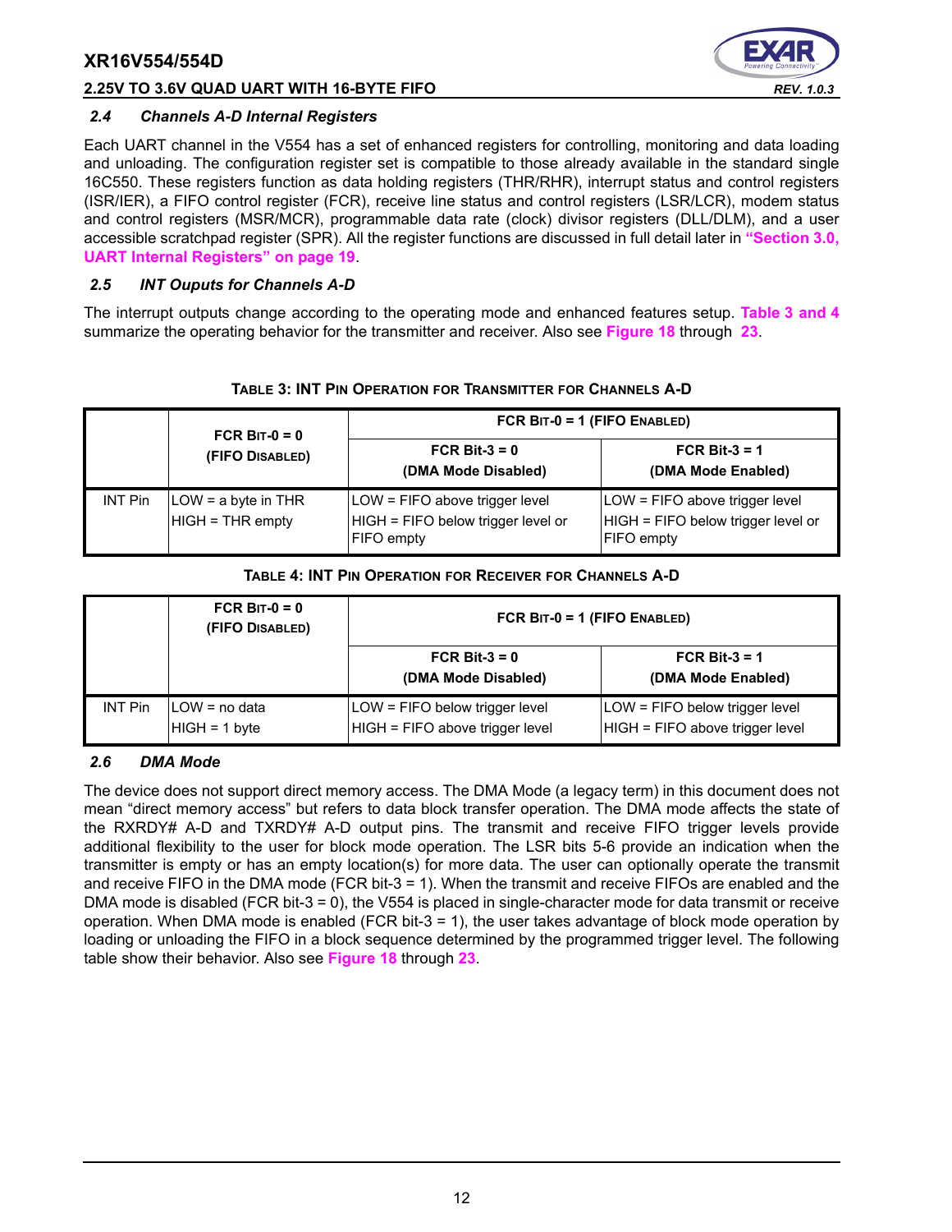### 2.4 Channels A-D Internal Registers

Each UART channel in the V554 has a set of enhanced registers for controlling, monitoring and data loading and unloading. The configuration register set is compatible to those already available in the standard single 16C550. These registers function as data holding registers (THR/RHR), interrupt status and control registers (ISR/IER), a FIFO control register (FCR), receive line status and control registers (LSR/LCR), modem status and control registers (MSR/MCR), programmable data rate (clock) divisor registers (DLL/DLM), and a user accessible scratchpad register (SPR). All the register functions are discussed in full detail later in **"Section 3.0, UART Internal Registers" on page 19**.

### 2.5 INT Ouputs for Channels A-D

The interrupt outputs change according to the operating mode and enhanced features setup. **Table 3 and 4** summarize the operating behavior for the transmitter and receiver. Also see **Figure 18** through **23**.

**TABLE 3: INT PIN OPERATION FOR TRANSMITTER FOR CHANNELS A-D**

| | FCR BIT-0 = 0 (FIFO DISABLED) | FCR BIT-0 = 1 (FIFO ENABLED) | |
|---|---|---|---|
| | | FCR Bit-3 = 0 (DMA Mode Disabled) | FCR Bit-3 = 1 (DMA Mode Enabled) |
| INT Pin | LOW = a byte in THR<br>HIGH = THR empty | LOW = FIFO above trigger level<br>HIGH = FIFO below trigger level or FIFO empty | LOW = FIFO above trigger level<br>HIGH = FIFO below trigger level or FIFO empty |

**TABLE 4: INT PIN OPERATION FOR RECEIVER FOR CHANNELS A-D**

| | FCR BIT-0 = 0 (FIFO DISABLED) | FCR BIT-0 = 1 (FIFO ENABLED) | |
|---|---|---|---|
| | | FCR Bit-3 = 0 (DMA Mode Disabled) | FCR Bit-3 = 1 (DMA Mode Enabled) |
| INT Pin | LOW = no data<br>HIGH = 1 byte | LOW = FIFO below trigger level<br>HIGH = FIFO above trigger level | LOW = FIFO below trigger level<br>HIGH = FIFO above trigger level |

### 2.6 DMA Mode

The device does not support direct memory access. The DMA Mode (a legacy term) in this document does not mean "direct memory access" but refers to data block transfer operation. The DMA mode affects the state of the RXRDY# A-D and TXRDY# A-D output pins. The transmit and receive FIFO trigger levels provide additional flexibility to the user for block mode operation. The LSR bits 5-6 provide an indication when the transmitter is empty or has an empty location(s) for more data. The user can optionally operate the transmit and receive FIFO in the DMA mode (FCR bit-3 = 1). When the transmit and receive FIFOs are enabled and the DMA mode is disabled (FCR bit-3 = 0), the V554 is placed in single-character mode for data transmit or receive operation. When DMA mode is enabled (FCR bit-3 = 1), the user takes advantage of block mode operation by loading or unloading the FIFO in a block sequence determined by the programmed trigger level. The following table show their behavior. Also see **Figure 18** through **23**.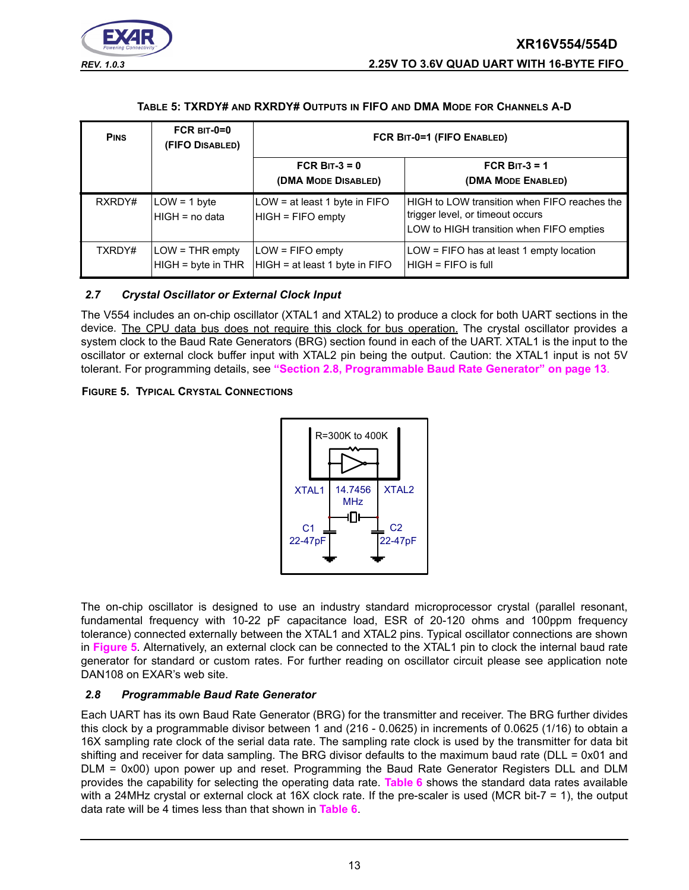**TABLE 5: TXRDY# AND RXRDY# OUTPUTS IN FIFO AND DMA MODE FOR CHANNELS A-D**

| PINS | FCR BIT-0=0 (FIFO DISABLED) | FCR BIT-0=1 (FIFO ENABLED) | |
|---|---|---|---|
| | | FCR BIT-3 = 0 (DMA MODE DISABLED) | FCR BIT-3 = 1 (DMA MODE ENABLED) |
| RXRDY# | LOW = 1 byte<br>HIGH = no data | LOW = at least 1 byte in FIFO<br>HIGH = FIFO empty | HIGH to LOW transition when FIFO reaches the trigger level, or timeout occurs<br>LOW to HIGH transition when FIFO empties |
| TXRDY# | LOW = THR empty<br>HIGH = byte in THR | LOW = FIFO empty<br>HIGH = at least 1 byte in FIFO | LOW = FIFO has at least 1 empty location<br>HIGH = FIFO is full |

### *2.7 Crystal Oscillator or External Clock Input*

The V554 includes an on-chip oscillator (XTAL1 and XTAL2) to produce a clock for both UART sections in the device. The CPU data bus does not require this clock for bus operation. The crystal oscillator provides a system clock to the Baud Rate Generators (BRG) section found in each of the UART. XTAL1 is the input to the oscillator or external clock buffer input with XTAL2 pin being the output. Caution: the XTAL1 input is not 5V tolerant. For programming details, see **"Section 2.8, Programmable Baud Rate Generator" on page 13**.

**FIGURE 5. TYPICAL CRYSTAL CONNECTIONS**

R=300K to 400K

XTAL1 | 14.7456 MHz | XTAL2

C1 22-47pF | C2 22-47pF

The on-chip oscillator is designed to use an industry standard microprocessor crystal (parallel resonant, fundamental frequency with 10-22 pF capacitance load, ESR of 20-120 ohms and 100ppm frequency tolerance) connected externally between the XTAL1 and XTAL2 pins. Typical oscillator connections are shown in **Figure 5**. Alternatively, an external clock can be connected to the XTAL1 pin to clock the internal baud rate generator for standard or custom rates. For further reading on oscillator circuit please see application note DAN108 on EXAR's web site.

### *2.8 Programmable Baud Rate Generator*

Each UART has its own Baud Rate Generator (BRG) for the transmitter and receiver. The BRG further divides this clock by a programmable divisor between 1 and (216 - 0.0625) in increments of 0.0625 (1/16) to obtain a 16X sampling rate clock of the serial data rate. The sampling rate clock is used by the transmitter for data bit shifting and receiver for data sampling. The BRG divisor defaults to the maximum baud rate (DLL = 0x01 and DLM = 0x00) upon power up and reset. Programming the Baud Rate Generator Registers DLL and DLM provides the capability for selecting the operating data rate. **Table 6** shows the standard data rates available with a 24MHz crystal or external clock at 16X clock rate. If the pre-scaler is used (MCR bit-7 = 1), the output data rate will be 4 times less than that shown in **Table 6**.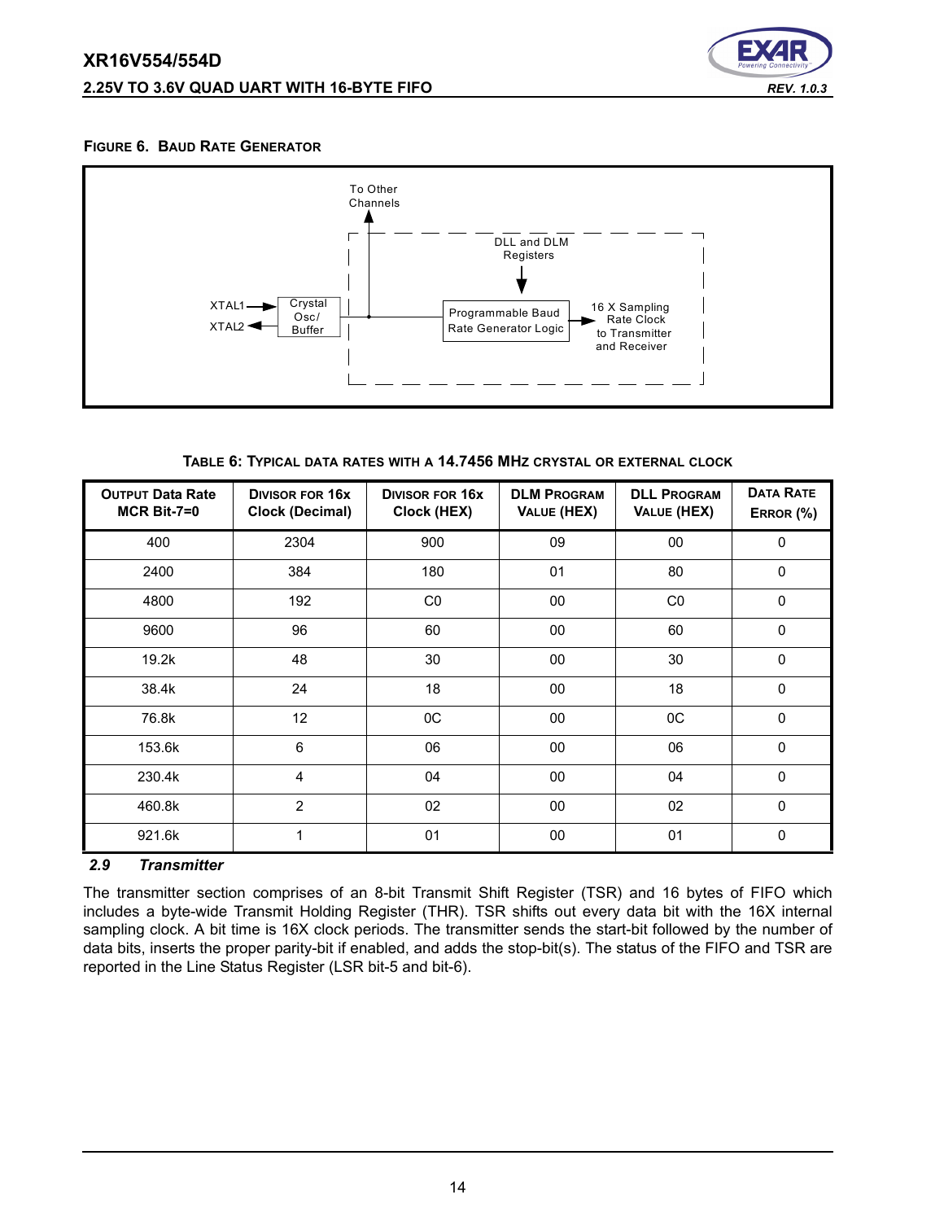**FIGURE 6. BAUD RATE GENERATOR**

To Other Channels

DLL and DLM Registers

XTAL1

XTAL2

Crystal Osc/ Buffer

Programmable Baud Rate Generator Logic

16 X Sampling Rate Clock to Transmitter and Receiver

**TABLE 6: TYPICAL DATA RATES WITH A 14.7456 MHZ CRYSTAL OR EXTERNAL CLOCK**

| OUTPUT Data Rate MCR Bit-7=0 | DIVISOR FOR 16x Clock (Decimal) | DIVISOR FOR 16x Clock (HEX) | DLM PROGRAM VALUE (HEX) | DLL PROGRAM VALUE (HEX) | DATA RATE ERROR (%) |
|---|---|---|---|---|---|
| 400 | 2304 | 900 | 09 | 00 | 0 |
| 2400 | 384 | 180 | 01 | 80 | 0 |
| 4800 | 192 | C0 | 00 | C0 | 0 |
| 9600 | 96 | 60 | 00 | 60 | 0 |
| 19.2k | 48 | 30 | 00 | 30 | 0 |
| 38.4k | 24 | 18 | 00 | 18 | 0 |
| 76.8k | 12 | 0C | 00 | 0C | 0 |
| 153.6k | 6 | 06 | 00 | 06 | 0 |
| 230.4k | 4 | 04 | 00 | 04 | 0 |
| 460.8k | 2 | 02 | 00 | 02 | 0 |
| 921.6k | 1 | 01 | 00 | 01 | 0 |

### *2.9 Transmitter*

The transmitter section comprises of an 8-bit Transmit Shift Register (TSR) and 16 bytes of FIFO which includes a byte-wide Transmit Holding Register (THR). TSR shifts out every data bit with the 16X internal sampling clock. A bit time is 16X clock periods. The transmitter sends the start-bit followed by the number of data bits, inserts the proper parity-bit if enabled, and adds the stop-bit(s). The status of the FIFO and TSR are reported in the Line Status Register (LSR bit-5 and bit-6).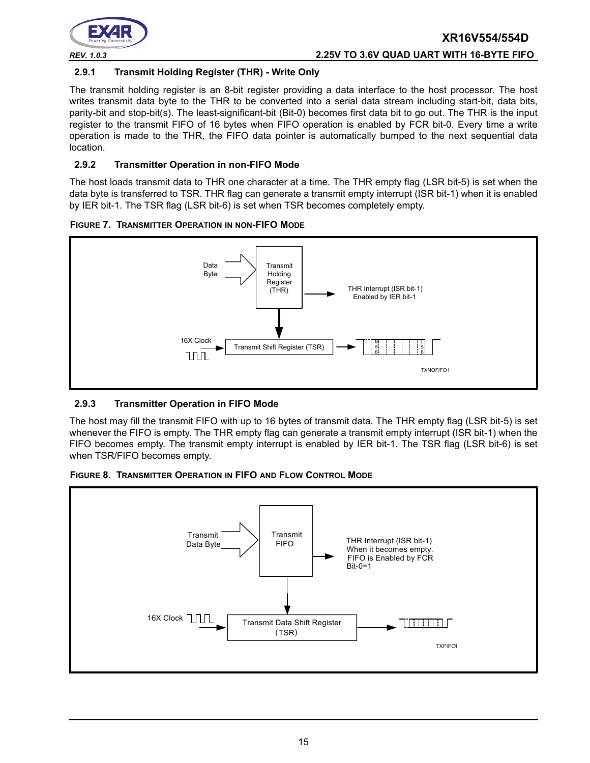### 2.9.1 Transmit Holding Register (THR) - Write Only

The transmit holding register is an 8-bit register providing a data interface to the host processor. The host writes transmit data byte to the THR to be converted into a serial data stream including start-bit, data bits, parity-bit and stop-bit(s). The least-significant-bit (Bit-0) becomes first data bit to go out. The THR is the input register to the transmit FIFO of 16 bytes when FIFO operation is enabled by FCR bit-0. Every time a write operation is made to the THR, the FIFO data pointer is automatically bumped to the next sequential data location.

### 2.9.2 Transmitter Operation in non-FIFO Mode

The host loads transmit data to THR one character at a time. The THR empty flag (LSR bit-5) is set when the data byte is transferred to TSR. THR flag can generate a transmit empty interrupt (ISR bit-1) when it is enabled by IER bit-1. The TSR flag (LSR bit-6) is set when TSR becomes completely empty.

**FIGURE 7. TRANSMITTER OPERATION IN NON-FIFO MODE**

### 2.9.3 Transmitter Operation in FIFO Mode

The host may fill the transmit FIFO with up to 16 bytes of transmit data. The THR empty flag (LSR bit-5) is set whenever the FIFO is empty. The THR empty flag can generate a transmit empty interrupt (ISR bit-1) when the FIFO becomes empty. The transmit empty interrupt is enabled by IER bit-1. The TSR flag (LSR bit-6) is set when TSR/FIFO becomes empty.

**FIGURE 8. TRANSMITTER OPERATION IN FIFO AND FLOW CONTROL MODE**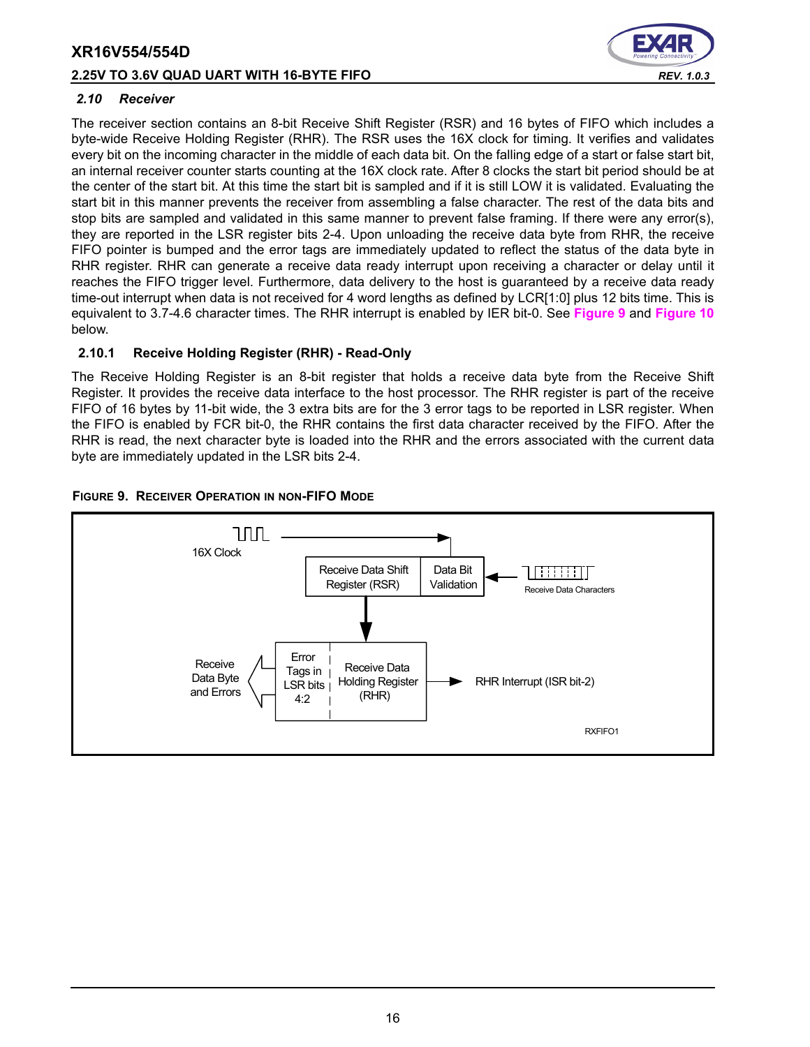### 2.10 Receiver

The receiver section contains an 8-bit Receive Shift Register (RSR) and 16 bytes of FIFO which includes a byte-wide Receive Holding Register (RHR). The RSR uses the 16X clock for timing. It verifies and validates every bit on the incoming character in the middle of each data bit. On the falling edge of a start or false start bit, an internal receiver counter starts counting at the 16X clock rate. After 8 clocks the start bit period should be at the center of the start bit. At this time the start bit is sampled and if it is still LOW it is validated. Evaluating the start bit in this manner prevents the receiver from assembling a false character. The rest of the data bits and stop bits are sampled and validated in this same manner to prevent false framing. If there were any error(s), they are reported in the LSR register bits 2-4. Upon unloading the receive data byte from RHR, the receive FIFO pointer is bumped and the error tags are immediately updated to reflect the status of the data byte in RHR register. RHR can generate a receive data ready interrupt upon receiving a character or delay until it reaches the FIFO trigger level. Furthermore, data delivery to the host is guaranteed by a receive data ready time-out interrupt when data is not received for 4 word lengths as defined by LCR[1:0] plus 12 bits time. This is equivalent to 3.7-4.6 character times. The RHR interrupt is enabled by IER bit-0. See Figure 9 and Figure 10 below.

#### 2.10.1 Receive Holding Register (RHR) - Read-Only

The Receive Holding Register is an 8-bit register that holds a receive data byte from the Receive Shift Register. It provides the receive data interface to the host processor. The RHR register is part of the receive FIFO of 16 bytes by 11-bit wide, the 3 extra bits are for the 3 error tags to be reported in LSR register. When the FIFO is enabled by FCR bit-0, the RHR contains the first data character received by the FIFO. After the RHR is read, the next character byte is loaded into the RHR and the errors associated with the current data byte are immediately updated in the LSR bits 2-4.

**FIGURE 9. RECEIVER OPERATION IN NON-FIFO MODE**

16X Clock

Receive Data Shift Register (RSR) | Data Bit Validation

Receive Data Characters

Receive Data Byte and Errors

Error Tags in LSR bits 4:2 | Receive Data Holding Register (RHR)

RHR Interrupt (ISR bit-2)

RXFIFO1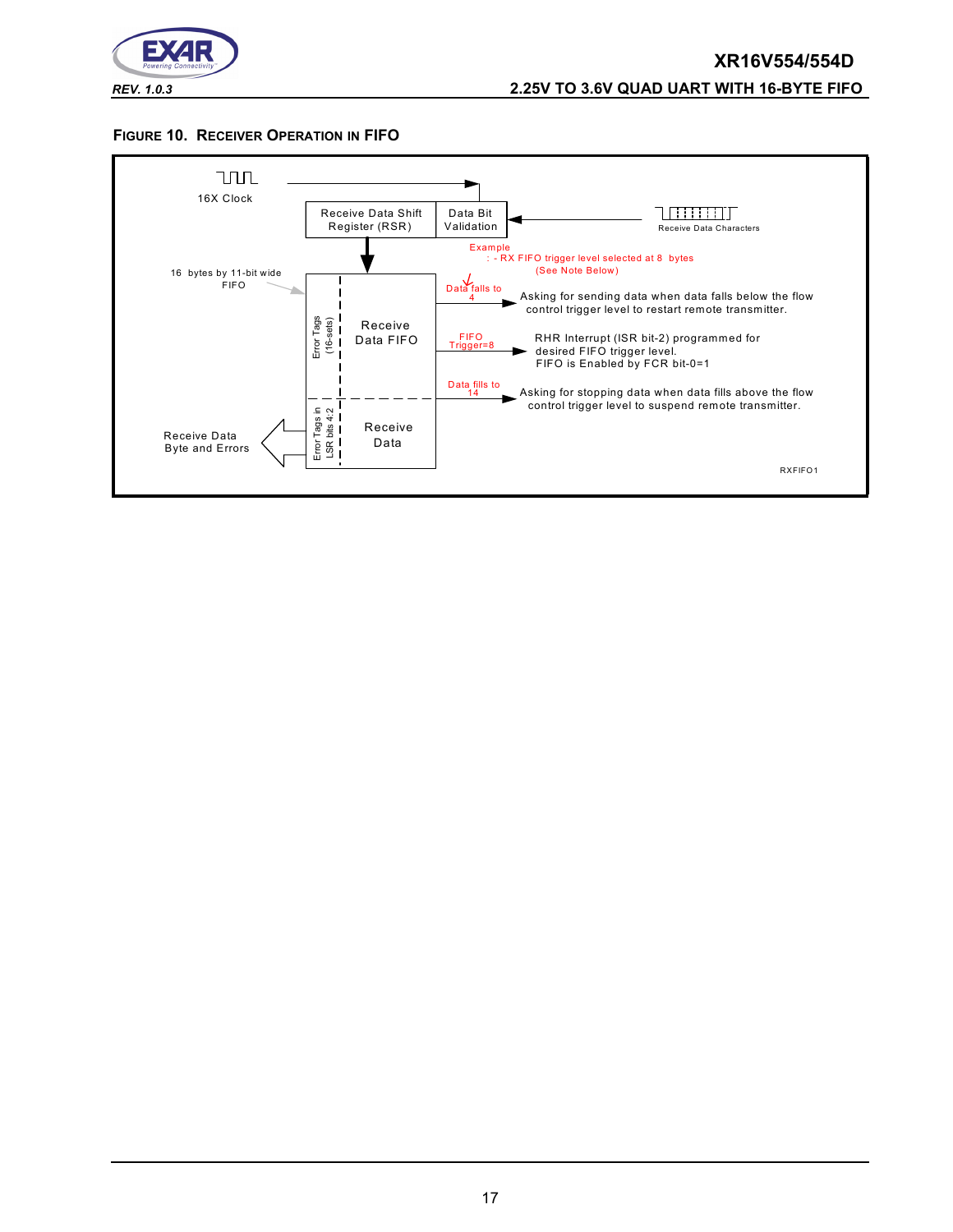#### FIGURE 10. RECEIVER OPERATION IN FIFO

16X Clock

Receive Data Shift Register (RSR)

Data Bit Validation

Receive Data Characters

Example
: - RX FIFO trigger level selected at 8 bytes
(See Note Below)

16 bytes by 11-bit wide FIFO

Error Tags (16-sets)

Receive Data FIFO

Data falls to 4

Asking for sending data when data falls below the flow control trigger level to restart remote transmitter.

FIFO Trigger=8

RHR Interrupt (ISR bit-2) programmed for desired FIFO trigger level.
FIFO is Enabled by FCR bit-0=1

Data fills to 14

Asking for stopping data when data fills above the flow control trigger level to suspend remote transmitter.

Receive Data Byte and Errors

Error Tags in LSR bits 4:2

Receive Data

RXFIFO1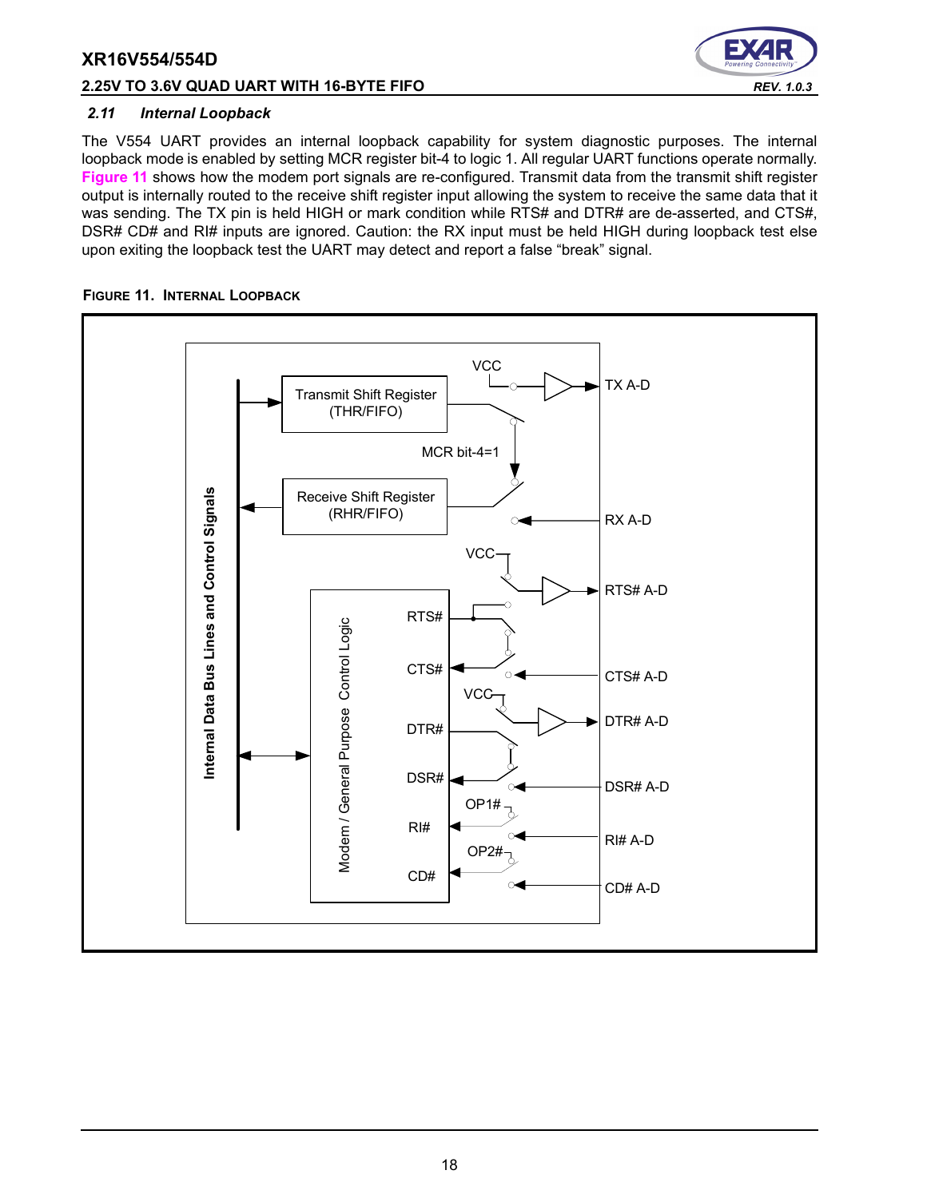### 2.11 *Internal Loopback*

The V554 UART provides an internal loopback capability for system diagnostic purposes. The internal loopback mode is enabled by setting MCR register bit-4 to logic 1. All regular UART functions operate normally. **Figure 11** shows how the modem port signals are re-configured. Transmit data from the transmit shift register output is internally routed to the receive shift register input allowing the system to receive the same data that it was sending. The TX pin is held HIGH or mark condition while RTS# and DTR# are de-asserted, and CTS#, DSR# CD# and RI# inputs are ignored. Caution: the RX input must be held HIGH during loopback test else upon exiting the loopback test the UART may detect and report a false "break" signal.

**FIGURE 11. INTERNAL LOOPBACK**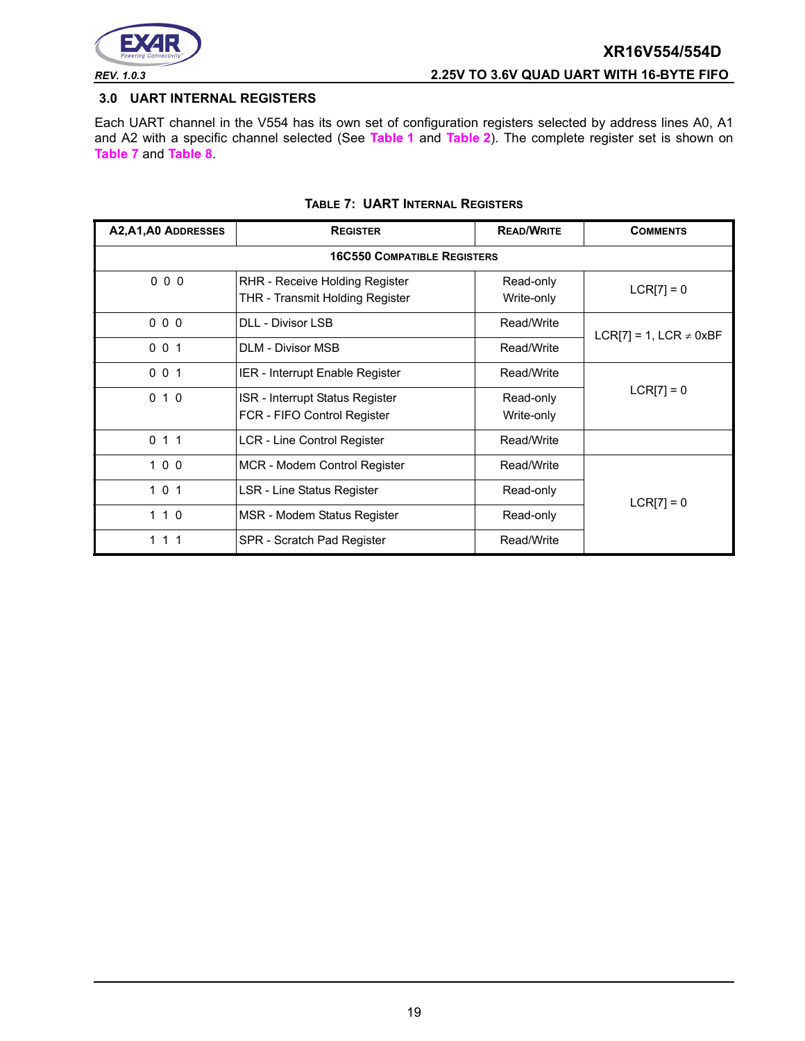## 3.0 UART INTERNAL REGISTERS

Each UART channel in the V554 has its own set of configuration registers selected by address lines A0, A1 and A2 with a specific channel selected (See Table 1 and Table 2). The complete register set is shown on Table 7 and Table 8.

**TABLE 7: UART INTERNAL REGISTERS**

| A2,A1,A0 ADDRESSES | REGISTER | READ/WRITE | COMMENTS |
|---|---|---|---|
| **16C550 COMPATIBLE REGISTERS** | | | |
| 0 0 0 | RHR - Receive Holding Register<br>THR - Transmit Holding Register | Read-only<br>Write-only | LCR[7] = 0 |
| 0 0 0 | DLL - Divisor LSB | Read/Write | LCR[7] = 1, LCR ≠ 0xBF |
| 0 0 1 | DLM - Divisor MSB | Read/Write | |
| 0 0 1 | IER - Interrupt Enable Register | Read/Write | LCR[7] = 0 |
| 0 1 0 | ISR - Interrupt Status Register<br>FCR - FIFO Control Register | Read-only<br>Write-only | |
| 0 1 1 | LCR - Line Control Register | Read/Write | |
| 1 0 0 | MCR - Modem Control Register | Read/Write | LCR[7] = 0 |
| 1 0 1 | LSR - Line Status Register | Read-only | |
| 1 1 0 | MSR - Modem Status Register | Read-only | |
| 1 1 1 | SPR - Scratch Pad Register | Read/Write | |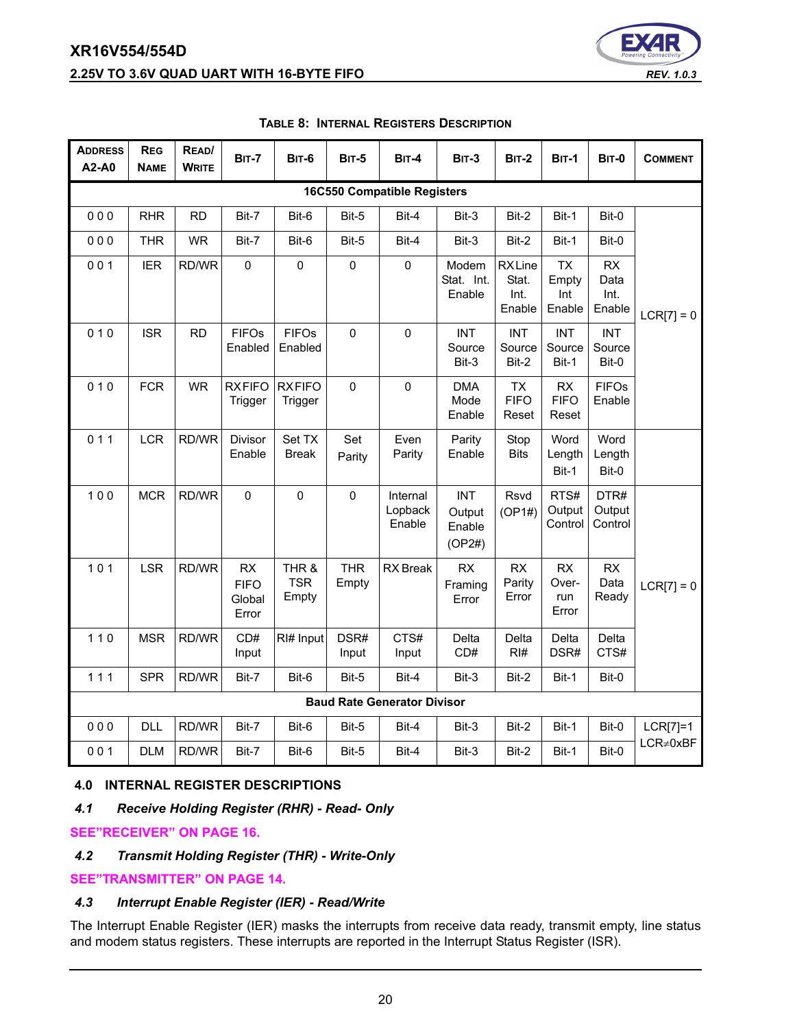**TABLE 8: INTERNAL REGISTERS DESCRIPTION**

| ADDRESS A2-A0 | REG NAME | READ/ WRITE | BIT-7 | BIT-6 | BIT-5 | BIT-4 | BIT-3 | BIT-2 | BIT-1 | BIT-0 | COMMENT |
|---|---|---|---|---|---|---|---|---|---|---|---|
| **16C550 Compatible Registers** | | | | | | | | | | | |
| 0 0 0 | RHR | RD | Bit-7 | Bit-6 | Bit-5 | Bit-4 | Bit-3 | Bit-2 | Bit-1 | Bit-0 | LCR[7] = 0 |
| 0 0 0 | THR | WR | Bit-7 | Bit-6 | Bit-5 | Bit-4 | Bit-3 | Bit-2 | Bit-1 | Bit-0 | |
| 0 0 1 | IER | RD/WR | 0 | 0 | 0 | 0 | Modem Stat. Int. Enable | RX Line Stat. Int. Enable | TX Empty Int Enable | RX Data Int. Enable | |
| 0 1 0 | ISR | RD | FIFOs Enabled | FIFOs Enabled | 0 | 0 | INT Source Bit-3 | INT Source Bit-2 | INT Source Bit-1 | INT Source Bit-0 | |
| 0 1 0 | FCR | WR | RXFIFO Trigger | RXFIFO Trigger | 0 | 0 | DMA Mode Enable | TX FIFO Reset | RX FIFO Reset | FIFOs Enable | |
| 0 1 1 | LCR | RD/WR | Divisor Enable | Set TX Break | Set Parity | Even Parity | Parity Enable | Stop Bits | Word Length Bit-1 | Word Length Bit-0 | |
| 1 0 0 | MCR | RD/WR | 0 | 0 | 0 | Internal Lopback Enable | INT Output Enable (OP2#) | Rsvd (OP1#) | RTS# Output Control | DTR# Output Control | LCR[7] = 0 |
| 1 0 1 | LSR | RD/WR | RX FIFO Global Error | THR & TSR Empty | THR Empty | RX Break | RX Framing Error | RX Parity Error | RX Over-run Error | RX Data Ready | |
| 1 1 0 | MSR | RD/WR | CD# Input | RI# Input | DSR# Input | CTS# Input | Delta CD# | Delta RI# | Delta DSR# | Delta CTS# | |
| 1 1 1 | SPR | RD/WR | Bit-7 | Bit-6 | Bit-5 | Bit-4 | Bit-3 | Bit-2 | Bit-1 | Bit-0 | |
| **Baud Rate Generator Divisor** | | | | | | | | | | | |
| 0 0 0 | DLL | RD/WR | Bit-7 | Bit-6 | Bit-5 | Bit-4 | Bit-3 | Bit-2 | Bit-1 | Bit-0 | LCR[7]=1 LCR≠0xBF |
| 0 0 1 | DLM | RD/WR | Bit-7 | Bit-6 | Bit-5 | Bit-4 | Bit-3 | Bit-2 | Bit-1 | Bit-0 | |

## 4.0 INTERNAL REGISTER DESCRIPTIONS

### *4.1 Receive Holding Register (RHR) - Read- Only*

SEE"RECEIVER" ON PAGE 16.

### *4.2 Transmit Holding Register (THR) - Write-Only*

SEE"TRANSMITTER" ON PAGE 14.

### *4.3 Interrupt Enable Register (IER) - Read/Write*

The Interrupt Enable Register (IER) masks the interrupts from receive data ready, transmit empty, line status and modem status registers. These interrupts are reported in the Interrupt Status Register (ISR).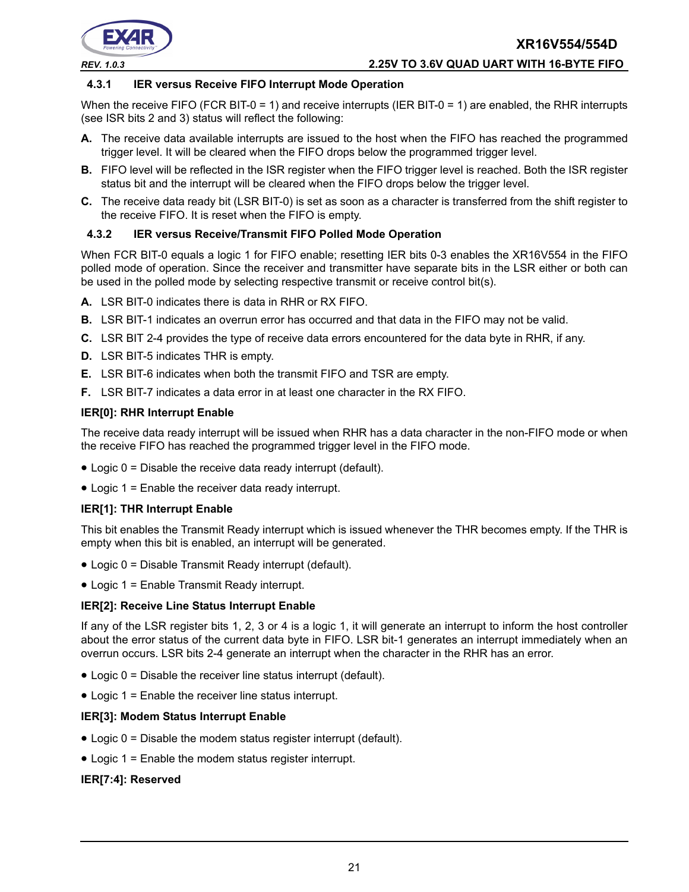### 4.3.1 IER versus Receive FIFO Interrupt Mode Operation

When the receive FIFO (FCR BIT-0 = 1) and receive interrupts (IER BIT-0 = 1) are enabled, the RHR interrupts (see ISR bits 2 and 3) status will reflect the following:

**A.** The receive data available interrupts are issued to the host when the FIFO has reached the programmed trigger level. It will be cleared when the FIFO drops below the programmed trigger level.

**B.** FIFO level will be reflected in the ISR register when the FIFO trigger level is reached. Both the ISR register status bit and the interrupt will be cleared when the FIFO drops below the trigger level.

**C.** The receive data ready bit (LSR BIT-0) is set as soon as a character is transferred from the shift register to the receive FIFO. It is reset when the FIFO is empty.

### 4.3.2 IER versus Receive/Transmit FIFO Polled Mode Operation

When FCR BIT-0 equals a logic 1 for FIFO enable; resetting IER bits 0-3 enables the XR16V554 in the FIFO polled mode of operation. Since the receiver and transmitter have separate bits in the LSR either or both can be used in the polled mode by selecting respective transmit or receive control bit(s).

**A.** LSR BIT-0 indicates there is data in RHR or RX FIFO.

**B.** LSR BIT-1 indicates an overrun error has occurred and that data in the FIFO may not be valid.

**C.** LSR BIT 2-4 provides the type of receive data errors encountered for the data byte in RHR, if any.

**D.** LSR BIT-5 indicates THR is empty.

**E.** LSR BIT-6 indicates when both the transmit FIFO and TSR are empty.

**F.** LSR BIT-7 indicates a data error in at least one character in the RX FIFO.

**IER[0]: RHR Interrupt Enable**

The receive data ready interrupt will be issued when RHR has a data character in the non-FIFO mode or when the receive FIFO has reached the programmed trigger level in the FIFO mode.

- Logic 0 = Disable the receive data ready interrupt (default).
- Logic 1 = Enable the receiver data ready interrupt.

**IER[1]: THR Interrupt Enable**

This bit enables the Transmit Ready interrupt which is issued whenever the THR becomes empty. If the THR is empty when this bit is enabled, an interrupt will be generated.

- Logic 0 = Disable Transmit Ready interrupt (default).
- Logic 1 = Enable Transmit Ready interrupt.

**IER[2]: Receive Line Status Interrupt Enable**

If any of the LSR register bits 1, 2, 3 or 4 is a logic 1, it will generate an interrupt to inform the host controller about the error status of the current data byte in FIFO. LSR bit-1 generates an interrupt immediately when an overrun occurs. LSR bits 2-4 generate an interrupt when the character in the RHR has an error.

- Logic 0 = Disable the receiver line status interrupt (default).
- Logic 1 = Enable the receiver line status interrupt.

**IER[3]: Modem Status Interrupt Enable**

- Logic 0 = Disable the modem status register interrupt (default).
- Logic 1 = Enable the modem status register interrupt.

**IER[7:4]: Reserved**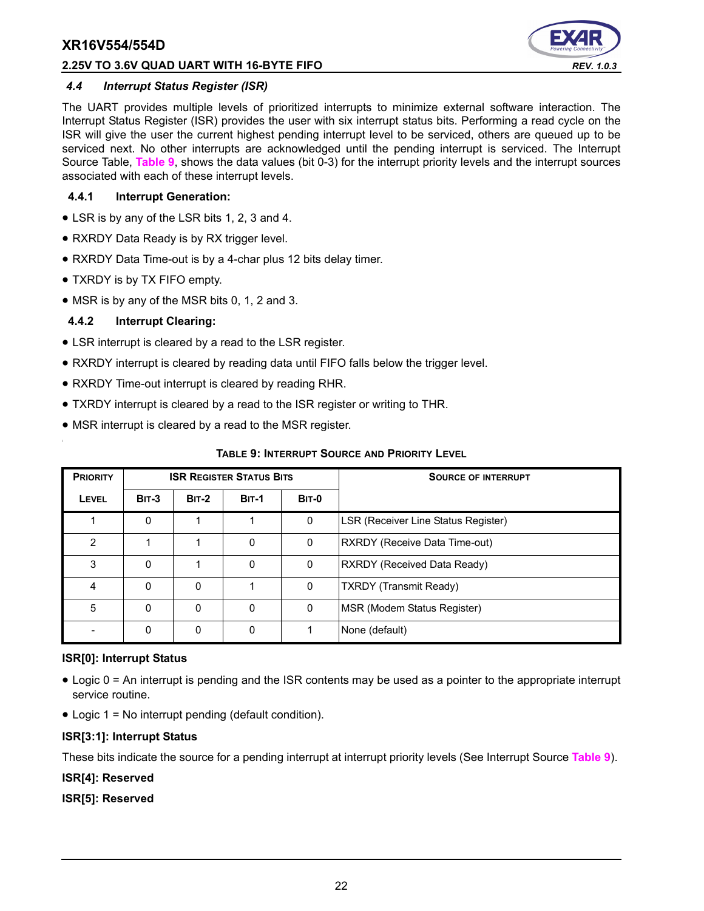### *4.4 Interrupt Status Register (ISR)*

The UART provides multiple levels of prioritized interrupts to minimize external software interaction. The Interrupt Status Register (ISR) provides the user with six interrupt status bits. Performing a read cycle on the ISR will give the user the current highest pending interrupt level to be serviced, others are queued up to be serviced next. No other interrupts are acknowledged until the pending interrupt is serviced. The Interrupt Source Table, **Table 9**, shows the data values (bit 0-3) for the interrupt priority levels and the interrupt sources associated with each of these interrupt levels.

#### 4.4.1 Interrupt Generation:

- LSR is by any of the LSR bits 1, 2, 3 and 4.
- RXRDY Data Ready is by RX trigger level.
- RXRDY Data Time-out is by a 4-char plus 12 bits delay timer.
- TXRDY is by TX FIFO empty.
- MSR is by any of the MSR bits 0, 1, 2 and 3.

#### 4.4.2 Interrupt Clearing:

- LSR interrupt is cleared by a read to the LSR register.
- RXRDY interrupt is cleared by reading data until FIFO falls below the trigger level.
- RXRDY Time-out interrupt is cleared by reading RHR.
- TXRDY interrupt is cleared by a read to the ISR register or writing to THR.
- MSR interrupt is cleared by a read to the MSR register.

**TABLE 9: INTERRUPT SOURCE AND PRIORITY LEVEL**

| PRIORITY | ISR REGISTER STATUS BITS | | | | SOURCE OF INTERRUPT |
|---|---|---|---|---|---|
| LEVEL | BIT-3 | BIT-2 | BIT-1 | BIT-0 | |
| 1 | 0 | 1 | 1 | 0 | LSR (Receiver Line Status Register) |
| 2 | 1 | 1 | 0 | 0 | RXRDY (Receive Data Time-out) |
| 3 | 0 | 1 | 0 | 0 | RXRDY (Received Data Ready) |
| 4 | 0 | 0 | 1 | 0 | TXRDY (Transmit Ready) |
| 5 | 0 | 0 | 0 | 0 | MSR (Modem Status Register) |
| - | 0 | 0 | 0 | 1 | None (default) |

**ISR[0]: Interrupt Status**

- Logic 0 = An interrupt is pending and the ISR contents may be used as a pointer to the appropriate interrupt service routine.
- Logic 1 = No interrupt pending (default condition).

**ISR[3:1]: Interrupt Status**

These bits indicate the source for a pending interrupt at interrupt priority levels (See Interrupt Source **Table 9**).

**ISR[4]: Reserved**

**ISR[5]: Reserved**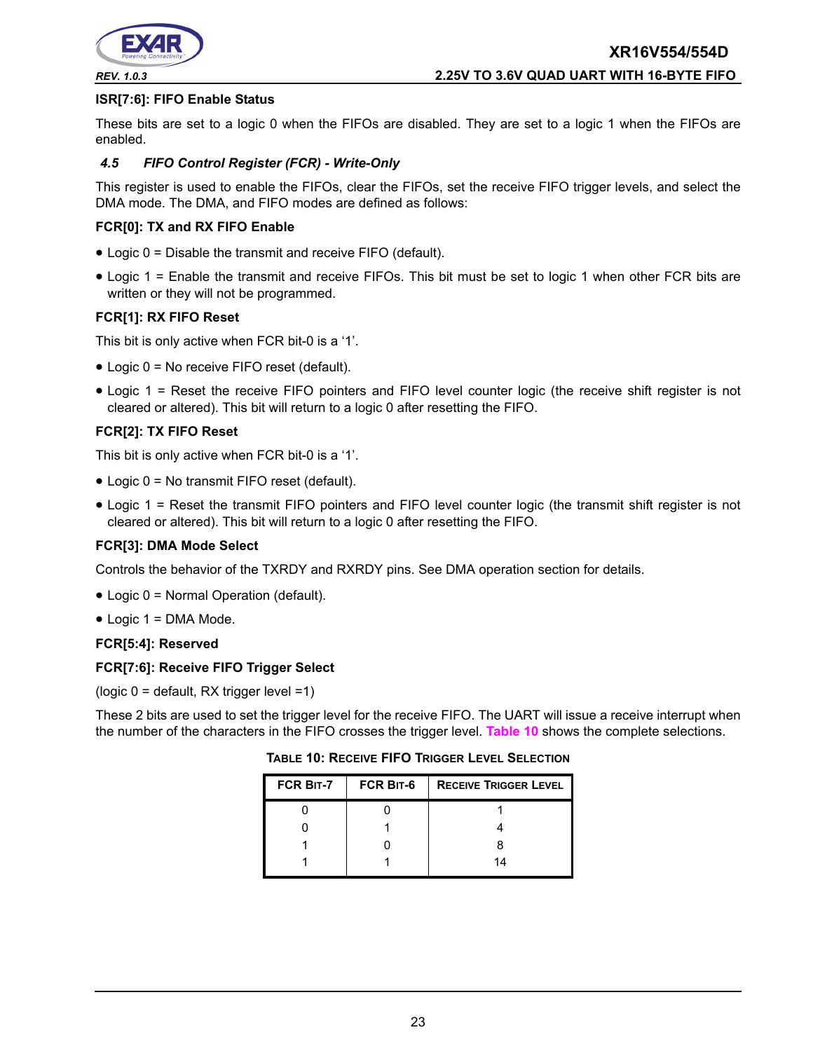**ISR[7:6]: FIFO Enable Status**

These bits are set to a logic 0 when the FIFOs are disabled. They are set to a logic 1 when the FIFOs are enabled.

### *4.5 FIFO Control Register (FCR) - Write-Only*

This register is used to enable the FIFOs, clear the FIFOs, set the receive FIFO trigger levels, and select the DMA mode. The DMA, and FIFO modes are defined as follows:

**FCR[0]: TX and RX FIFO Enable**

- Logic 0 = Disable the transmit and receive FIFO (default).
- Logic 1 = Enable the transmit and receive FIFOs. This bit must be set to logic 1 when other FCR bits are written or they will not be programmed.

**FCR[1]: RX FIFO Reset**

This bit is only active when FCR bit-0 is a '1'.

- Logic 0 = No receive FIFO reset (default).
- Logic 1 = Reset the receive FIFO pointers and FIFO level counter logic (the receive shift register is not cleared or altered). This bit will return to a logic 0 after resetting the FIFO.

**FCR[2]: TX FIFO Reset**

This bit is only active when FCR bit-0 is a '1'.

- Logic 0 = No transmit FIFO reset (default).
- Logic 1 = Reset the transmit FIFO pointers and FIFO level counter logic (the transmit shift register is not cleared or altered). This bit will return to a logic 0 after resetting the FIFO.

**FCR[3]: DMA Mode Select**

Controls the behavior of the TXRDY and RXRDY pins. See DMA operation section for details.

- Logic 0 = Normal Operation (default).
- Logic 1 = DMA Mode.

**FCR[5:4]: Reserved**

**FCR[7:6]: Receive FIFO Trigger Select**

(logic 0 = default, RX trigger level =1)

These 2 bits are used to set the trigger level for the receive FIFO. The UART will issue a receive interrupt when the number of the characters in the FIFO crosses the trigger level. Table 10 shows the complete selections.

**TABLE 10: RECEIVE FIFO TRIGGER LEVEL SELECTION**

| FCR BIT-7 | FCR BIT-6 | RECEIVE TRIGGER LEVEL |
|---|---|---|
| 0 | 0 | 1 |
| 0 | 1 | 4 |
| 1 | 0 | 8 |
| 1 | 1 | 14 |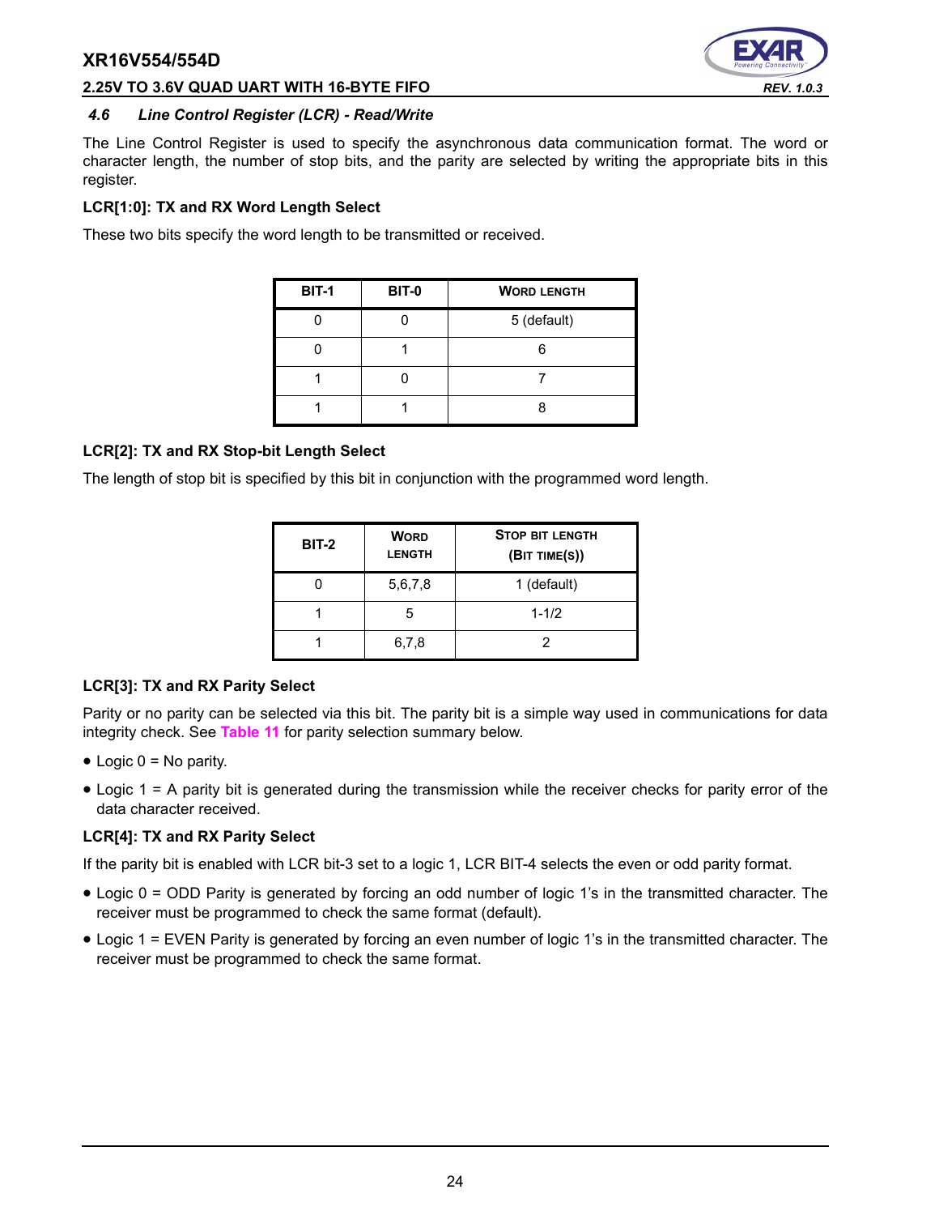### 4.6 Line Control Register (LCR) - Read/Write

The Line Control Register is used to specify the asynchronous data communication format. The word or character length, the number of stop bits, and the parity are selected by writing the appropriate bits in this register.

**LCR[1:0]: TX and RX Word Length Select**

These two bits specify the word length to be transmitted or received.

| BIT-1 | BIT-0 | WORD LENGTH |
|---|---|---|
| 0 | 0 | 5 (default) |
| 0 | 1 | 6 |
| 1 | 0 | 7 |
| 1 | 1 | 8 |

**LCR[2]: TX and RX Stop-bit Length Select**

The length of stop bit is specified by this bit in conjunction with the programmed word length.

| BIT-2 | WORD LENGTH | STOP BIT LENGTH (BIT TIME(S)) |
|---|---|---|
| 0 | 5,6,7,8 | 1 (default) |
| 1 | 5 | 1-1/2 |
| 1 | 6,7,8 | 2 |

**LCR[3]: TX and RX Parity Select**

Parity or no parity can be selected via this bit. The parity bit is a simple way used in communications for data integrity check. See Table 11 for parity selection summary below.

- Logic 0 = No parity.
- Logic 1 = A parity bit is generated during the transmission while the receiver checks for parity error of the data character received.

**LCR[4]: TX and RX Parity Select**

If the parity bit is enabled with LCR bit-3 set to a logic 1, LCR BIT-4 selects the even or odd parity format.

- Logic 0 = ODD Parity is generated by forcing an odd number of logic 1's in the transmitted character. The receiver must be programmed to check the same format (default).
- Logic 1 = EVEN Parity is generated by forcing an even number of logic 1's in the transmitted character. The receiver must be programmed to check the same format.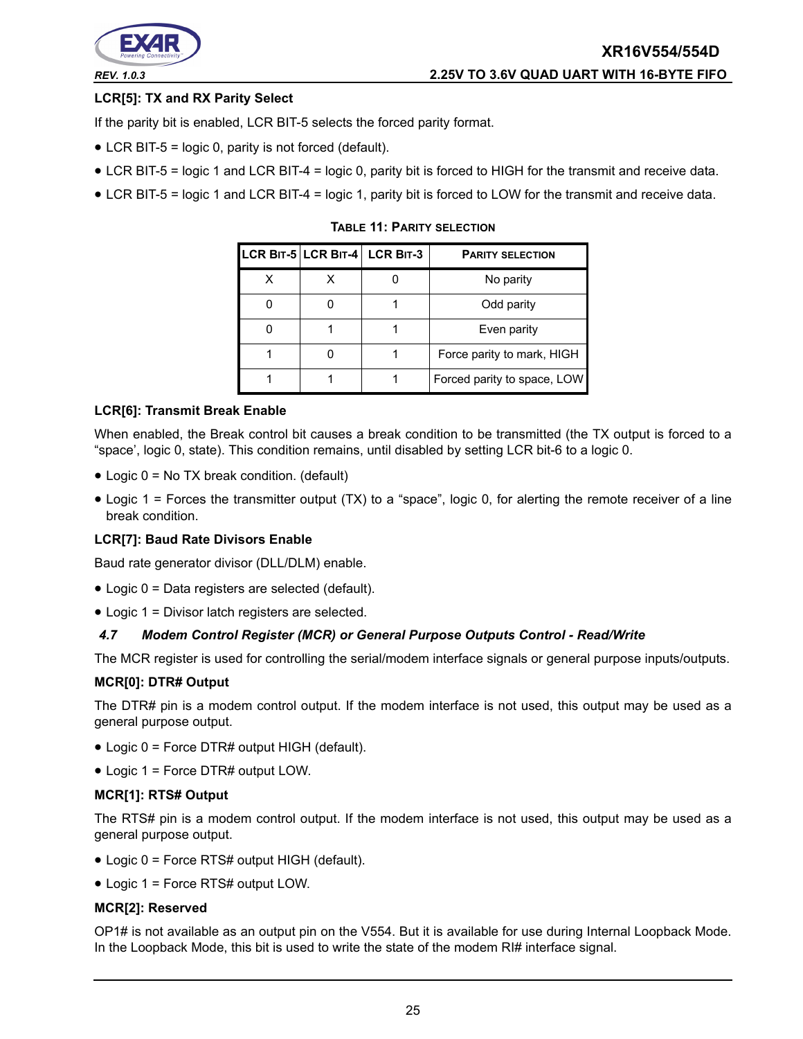#### LCR[5]: TX and RX Parity Select

If the parity bit is enabled, LCR BIT-5 selects the forced parity format.

- LCR BIT-5 = logic 0, parity is not forced (default).
- LCR BIT-5 = logic 1 and LCR BIT-4 = logic 0, parity bit is forced to HIGH for the transmit and receive data.
- LCR BIT-5 = logic 1 and LCR BIT-4 = logic 1, parity bit is forced to LOW for the transmit and receive data.

**TABLE 11: PARITY SELECTION**

| LCR BIT-5 | LCR BIT-4 | LCR BIT-3 | PARITY SELECTION |
|---|---|---|---|
| X | X | 0 | No parity |
| 0 | 0 | 1 | Odd parity |
| 0 | 1 | 1 | Even parity |
| 1 | 0 | 1 | Force parity to mark, HIGH |
| 1 | 1 | 1 | Forced parity to space, LOW |

#### LCR[6]: Transmit Break Enable

When enabled, the Break control bit causes a break condition to be transmitted (the TX output is forced to a "space', logic 0, state). This condition remains, until disabled by setting LCR bit-6 to a logic 0.

- Logic 0 = No TX break condition. (default)
- Logic 1 = Forces the transmitter output (TX) to a "space", logic 0, for alerting the remote receiver of a line break condition.

#### LCR[7]: Baud Rate Divisors Enable

Baud rate generator divisor (DLL/DLM) enable.

- Logic 0 = Data registers are selected (default).
- Logic 1 = Divisor latch registers are selected.

### *4.7 Modem Control Register (MCR) or General Purpose Outputs Control - Read/Write*

The MCR register is used for controlling the serial/modem interface signals or general purpose inputs/outputs.

#### MCR[0]: DTR# Output

The DTR# pin is a modem control output. If the modem interface is not used, this output may be used as a general purpose output.

- Logic 0 = Force DTR# output HIGH (default).
- Logic 1 = Force DTR# output LOW.

#### MCR[1]: RTS# Output

The RTS# pin is a modem control output. If the modem interface is not used, this output may be used as a general purpose output.

- Logic 0 = Force RTS# output HIGH (default).
- Logic 1 = Force RTS# output LOW.

#### MCR[2]: Reserved

OP1# is not available as an output pin on the V554. But it is available for use during Internal Loopback Mode. In the Loopback Mode, this bit is used to write the state of the modem RI# interface signal.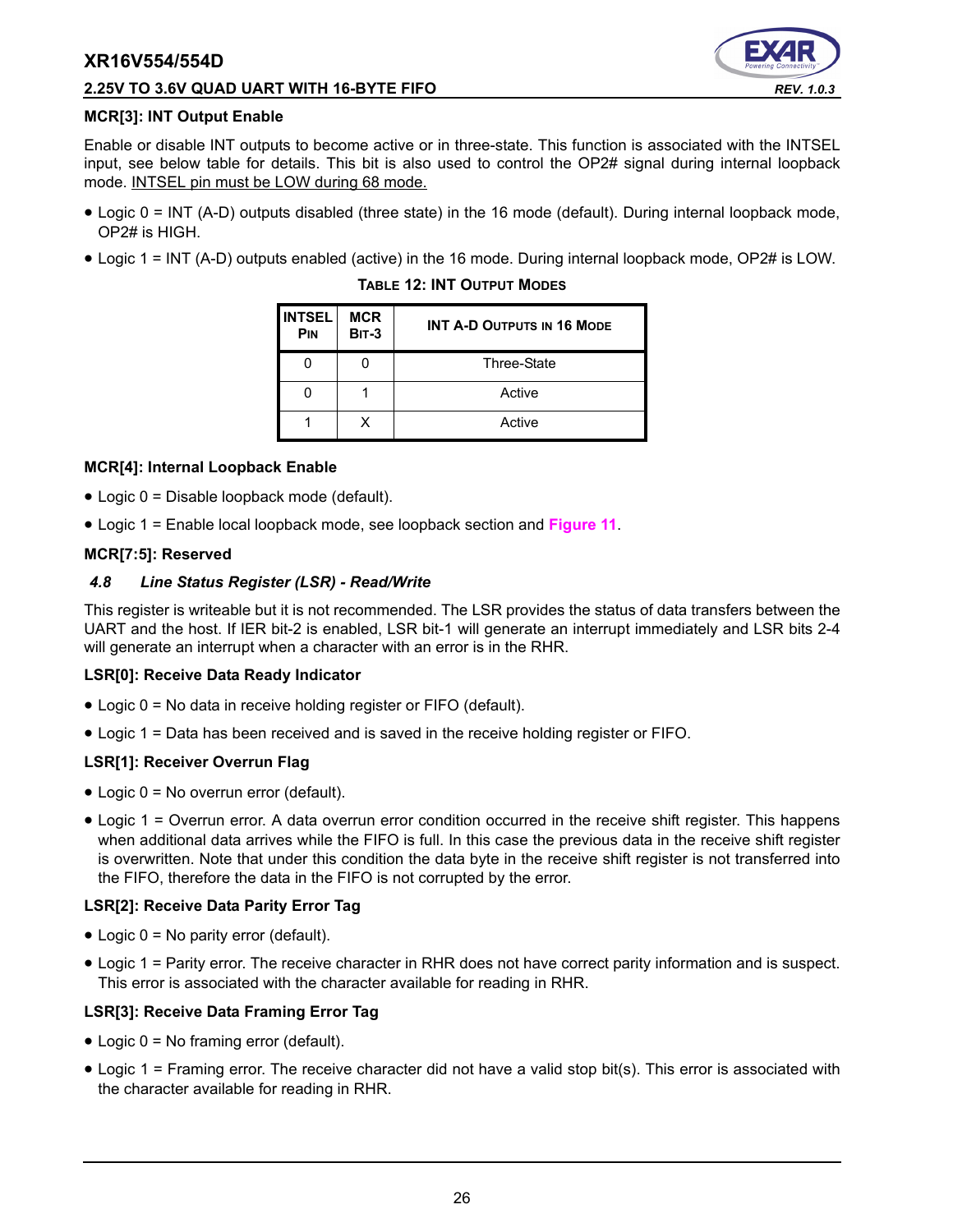**MCR[3]: INT Output Enable**

Enable or disable INT outputs to become active or in three-state. This function is associated with the INTSEL input, see below table for details. This bit is also used to control the OP2# signal during internal loopback mode. INTSEL pin must be LOW during 68 mode.

- Logic 0 = INT (A-D) outputs disabled (three state) in the 16 mode (default). During internal loopback mode, OP2# is HIGH.
- Logic 1 = INT (A-D) outputs enabled (active) in the 16 mode. During internal loopback mode, OP2# is LOW.

**TABLE 12: INT OUTPUT MODES**

| INTSEL PIN | MCR BIT-3 | INT A-D OUTPUTS IN 16 MODE |
|---|---|---|
| 0 | 0 | Three-State |
| 0 | 1 | Active |
| 1 | X | Active |

**MCR[4]: Internal Loopback Enable**

- Logic 0 = Disable loopback mode (default).
- Logic 1 = Enable local loopback mode, see loopback section and Figure 11.

**MCR[7:5]: Reserved**

### *4.8 Line Status Register (LSR) - Read/Write*

This register is writeable but it is not recommended. The LSR provides the status of data transfers between the UART and the host. If IER bit-2 is enabled, LSR bit-1 will generate an interrupt immediately and LSR bits 2-4 will generate an interrupt when a character with an error is in the RHR.

**LSR[0]: Receive Data Ready Indicator**

- Logic 0 = No data in receive holding register or FIFO (default).
- Logic 1 = Data has been received and is saved in the receive holding register or FIFO.

**LSR[1]: Receiver Overrun Flag**

- Logic 0 = No overrun error (default).
- Logic 1 = Overrun error. A data overrun error condition occurred in the receive shift register. This happens when additional data arrives while the FIFO is full. In this case the previous data in the receive shift register is overwritten. Note that under this condition the data byte in the receive shift register is not transferred into the FIFO, therefore the data in the FIFO is not corrupted by the error.

**LSR[2]: Receive Data Parity Error Tag**

- Logic 0 = No parity error (default).
- Logic 1 = Parity error. The receive character in RHR does not have correct parity information and is suspect. This error is associated with the character available for reading in RHR.

**LSR[3]: Receive Data Framing Error Tag**

- Logic 0 = No framing error (default).
- Logic 1 = Framing error. The receive character did not have a valid stop bit(s). This error is associated with the character available for reading in RHR.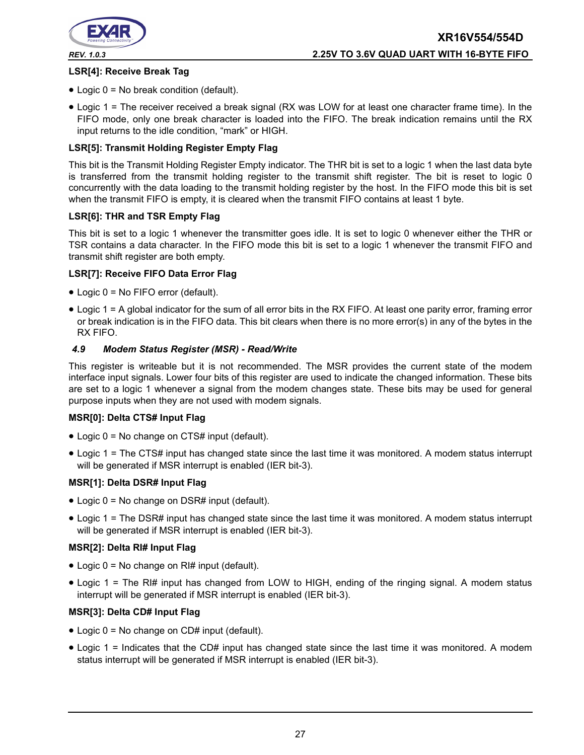#### LSR[4]: Receive Break Tag

- Logic 0 = No break condition (default).
- Logic 1 = The receiver received a break signal (RX was LOW for at least one character frame time). In the FIFO mode, only one break character is loaded into the FIFO. The break indication remains until the RX input returns to the idle condition, “mark” or HIGH.

#### LSR[5]: Transmit Holding Register Empty Flag

This bit is the Transmit Holding Register Empty indicator. The THR bit is set to a logic 1 when the last data byte is transferred from the transmit holding register to the transmit shift register. The bit is reset to logic 0 concurrently with the data loading to the transmit holding register by the host. In the FIFO mode this bit is set when the transmit FIFO is empty, it is cleared when the transmit FIFO contains at least 1 byte.

#### LSR[6]: THR and TSR Empty Flag

This bit is set to a logic 1 whenever the transmitter goes idle. It is set to logic 0 whenever either the THR or TSR contains a data character. In the FIFO mode this bit is set to a logic 1 whenever the transmit FIFO and transmit shift register are both empty.

#### LSR[7]: Receive FIFO Data Error Flag

- Logic 0 = No FIFO error (default).
- Logic 1 = A global indicator for the sum of all error bits in the RX FIFO. At least one parity error, framing error or break indication is in the FIFO data. This bit clears when there is no more error(s) in any of the bytes in the RX FIFO.

### *4.9 Modem Status Register (MSR) - Read/Write*

This register is writeable but it is not recommended. The MSR provides the current state of the modem interface input signals. Lower four bits of this register are used to indicate the changed information. These bits are set to a logic 1 whenever a signal from the modem changes state. These bits may be used for general purpose inputs when they are not used with modem signals.

#### MSR[0]: Delta CTS# Input Flag

- Logic 0 = No change on CTS# input (default).
- Logic 1 = The CTS# input has changed state since the last time it was monitored. A modem status interrupt will be generated if MSR interrupt is enabled (IER bit-3).

#### MSR[1]: Delta DSR# Input Flag

- Logic 0 = No change on DSR# input (default).
- Logic 1 = The DSR# input has changed state since the last time it was monitored. A modem status interrupt will be generated if MSR interrupt is enabled (IER bit-3).

#### MSR[2]: Delta RI# Input Flag

- Logic 0 = No change on RI# input (default).
- Logic 1 = The RI# input has changed from LOW to HIGH, ending of the ringing signal. A modem status interrupt will be generated if MSR interrupt is enabled (IER bit-3).

#### MSR[3]: Delta CD# Input Flag

- Logic 0 = No change on CD# input (default).
- Logic 1 = Indicates that the CD# input has changed state since the last time it was monitored. A modem status interrupt will be generated if MSR interrupt is enabled (IER bit-3).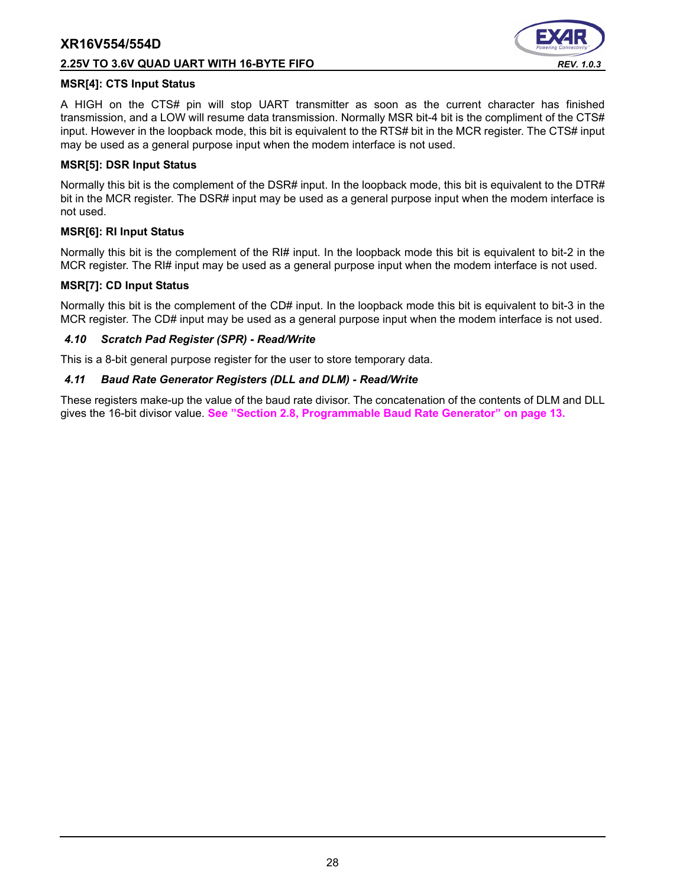**MSR[4]: CTS Input Status**

A HIGH on the CTS# pin will stop UART transmitter as soon as the current character has finished transmission, and a LOW will resume data transmission. Normally MSR bit-4 bit is the compliment of the CTS# input. However in the loopback mode, this bit is equivalent to the RTS# bit in the MCR register. The CTS# input may be used as a general purpose input when the modem interface is not used.

**MSR[5]: DSR Input Status**

Normally this bit is the complement of the DSR# input. In the loopback mode, this bit is equivalent to the DTR# bit in the MCR register. The DSR# input may be used as a general purpose input when the modem interface is not used.

**MSR[6]: RI Input Status**

Normally this bit is the complement of the RI# input. In the loopback mode this bit is equivalent to bit-2 in the MCR register. The RI# input may be used as a general purpose input when the modem interface is not used.

**MSR[7]: CD Input Status**

Normally this bit is the complement of the CD# input. In the loopback mode this bit is equivalent to bit-3 in the MCR register. The CD# input may be used as a general purpose input when the modem interface is not used.

### *4.10 Scratch Pad Register (SPR) - Read/Write*

This is a 8-bit general purpose register for the user to store temporary data.

### *4.11 Baud Rate Generator Registers (DLL and DLM) - Read/Write*

These registers make-up the value of the baud rate divisor. The concatenation of the contents of DLM and DLL gives the 16-bit divisor value. **See "Section 2.8, Programmable Baud Rate Generator" on page 13.**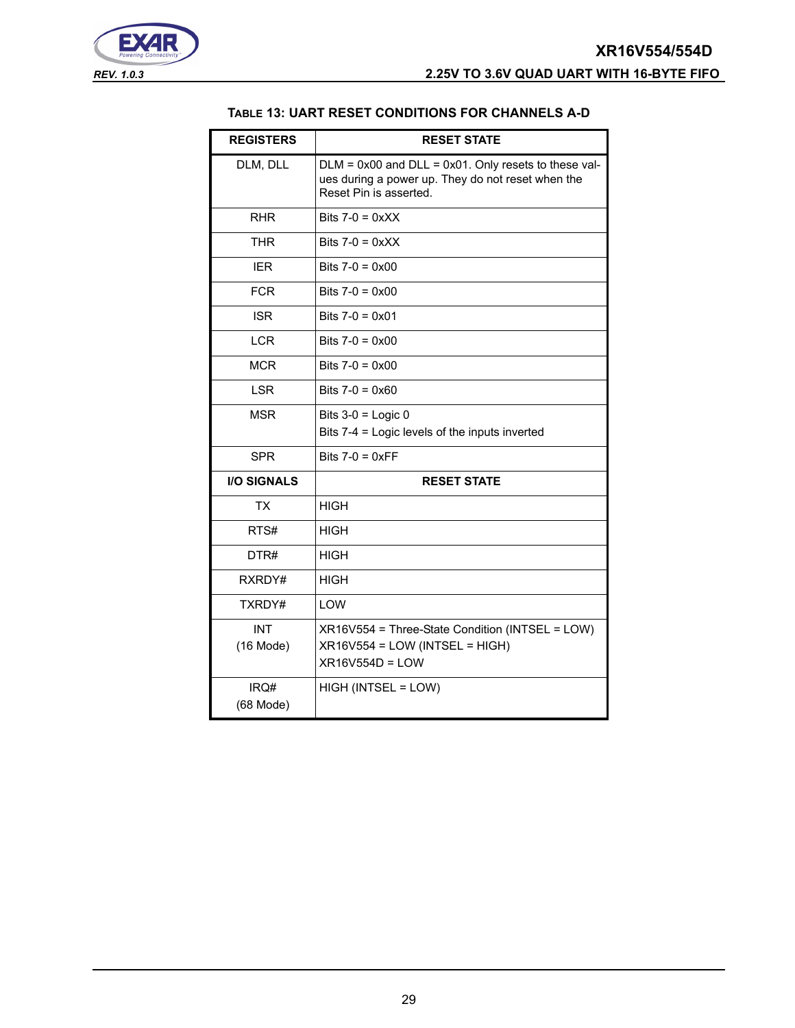#### TABLE 13: UART RESET CONDITIONS FOR CHANNELS A-D

| REGISTERS | RESET STATE |
|---|---|
| DLM, DLL | DLM = 0x00 and DLL = 0x01. Only resets to these values during a power up. They do not reset when the Reset Pin is asserted. |
| RHR | Bits 7-0 = 0xXX |
| THR | Bits 7-0 = 0xXX |
| IER | Bits 7-0 = 0x00 |
| FCR | Bits 7-0 = 0x00 |
| ISR | Bits 7-0 = 0x01 |
| LCR | Bits 7-0 = 0x00 |
| MCR | Bits 7-0 = 0x00 |
| LSR | Bits 7-0 = 0x60 |
| MSR | Bits 3-0 = Logic 0<br>Bits 7-4 = Logic levels of the inputs inverted |
| SPR | Bits 7-0 = 0xFF |
| **I/O SIGNALS** | **RESET STATE** |
| TX | HIGH |
| RTS# | HIGH |
| DTR# | HIGH |
| RXRDY# | HIGH |
| TXRDY# | LOW |
| INT<br>(16 Mode) | XR16V554 = Three-State Condition (INTSEL = LOW)<br>XR16V554 = LOW (INTSEL = HIGH)<br>XR16V554D = LOW |
| IRQ#<br>(68 Mode) | HIGH (INTSEL = LOW) |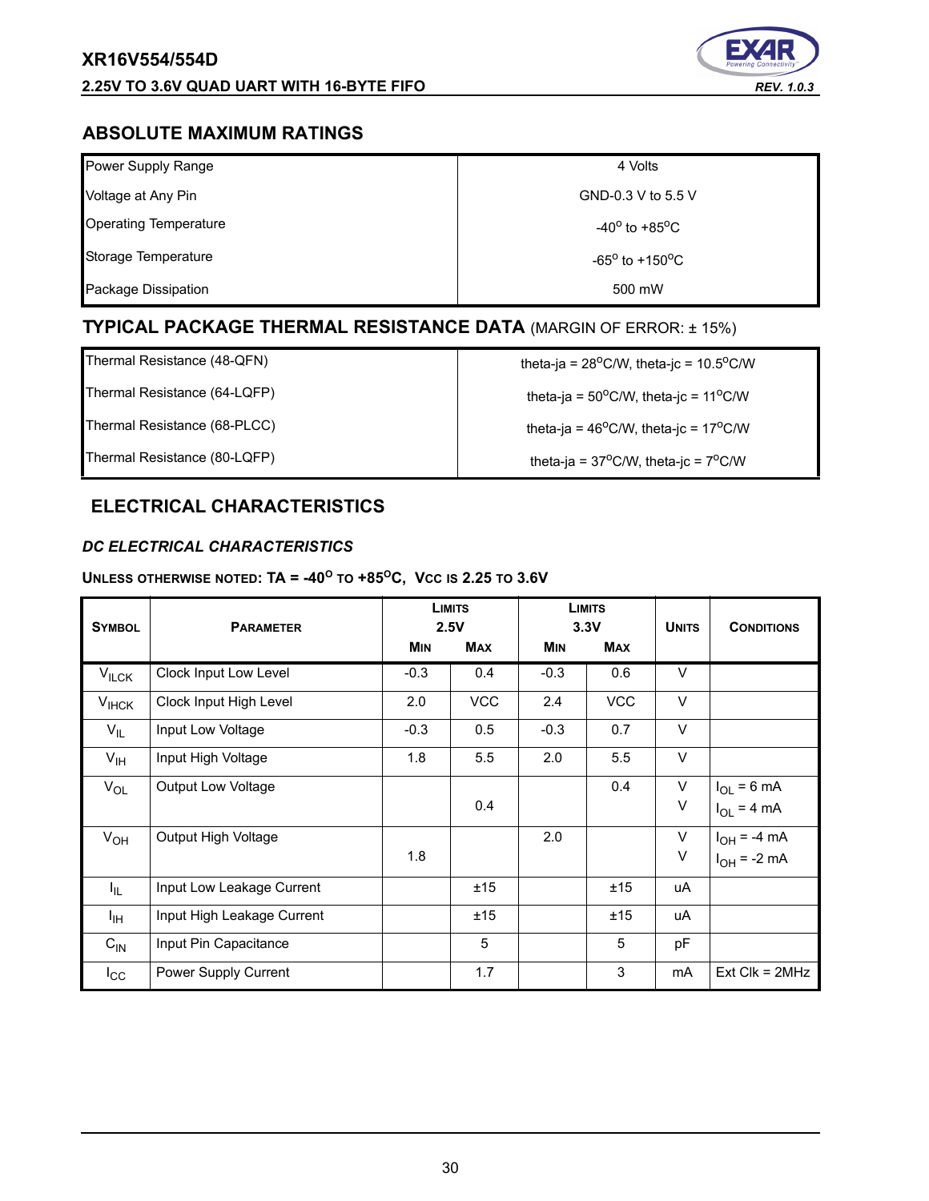## ABSOLUTE MAXIMUM RATINGS

| | |
|---|---|
| Power Supply Range | 4 Volts |
| Voltage at Any Pin | GND-0.3 V to 5.5 V |
| Operating Temperature | -40$^{o}$ to +85$^{o}$C |
| Storage Temperature | -65$^{o}$ to +150$^{o}$C |
| Package Dissipation | 500 mW |

## TYPICAL PACKAGE THERMAL RESISTANCE DATA (MARGIN OF ERROR: ± 15%)

| | |
|---|---|
| Thermal Resistance (48-QFN) | theta-ja = 28$^{o}$C/W, theta-jc = 10.5$^{o}$C/W |
| Thermal Resistance (64-LQFP) | theta-ja = 50$^{o}$C/W, theta-jc = 11$^{o}$C/W |
| Thermal Resistance (68-PLCC) | theta-ja = 46$^{o}$C/W, theta-jc = 17$^{o}$C/W |
| Thermal Resistance (80-LQFP) | theta-ja = 37$^{o}$C/W, theta-jc = 7$^{o}$C/W |

## ELECTRICAL CHARACTERISTICS

### *DC ELECTRICAL CHARACTERISTICS*

**UNLESS OTHERWISE NOTED: TA = -40$^{o}$ TO +85$^{o}$C, VCC IS 2.25 TO 3.6V**

| SYMBOL | PARAMETER | LIMITS 2.5V | | LIMITS 3.3V | | UNITS | CONDITIONS |
|---|---|---|---|---|---|---|---|
| | | MIN | MAX | MIN | MAX | | |
| $V_{ILCK}$ | Clock Input Low Level | -0.3 | 0.4 | -0.3 | 0.6 | V | |
| $V_{IHCK}$ | Clock Input High Level | 2.0 | VCC | 2.4 | VCC | V | |
| $V_{IL}$ | Input Low Voltage | -0.3 | 0.5 | -0.3 | 0.7 | V | |
| $V_{IH}$ | Input High Voltage | 1.8 | 5.5 | 2.0 | 5.5 | V | |
| $V_{OL}$ | Output Low Voltage | | | | 0.4 | V | $I_{OL}$ = 6 mA |
| | | | 0.4 | | | V | $I_{OL}$ = 4 mA |
| $V_{OH}$ | Output High Voltage | | | 2.0 | | V | $I_{OH}$ = -4 mA |
| | | 1.8 | | | | V | $I_{OH}$ = -2 mA |
| $I_{IL}$ | Input Low Leakage Current | | ±15 | | ±15 | uA | |
| $I_{IH}$ | Input High Leakage Current | | ±15 | | ±15 | uA | |
| $C_{IN}$ | Input Pin Capacitance | | 5 | | 5 | pF | |
| $I_{CC}$ | Power Supply Current | | 1.7 | | 3 | mA | Ext Clk = 2MHz |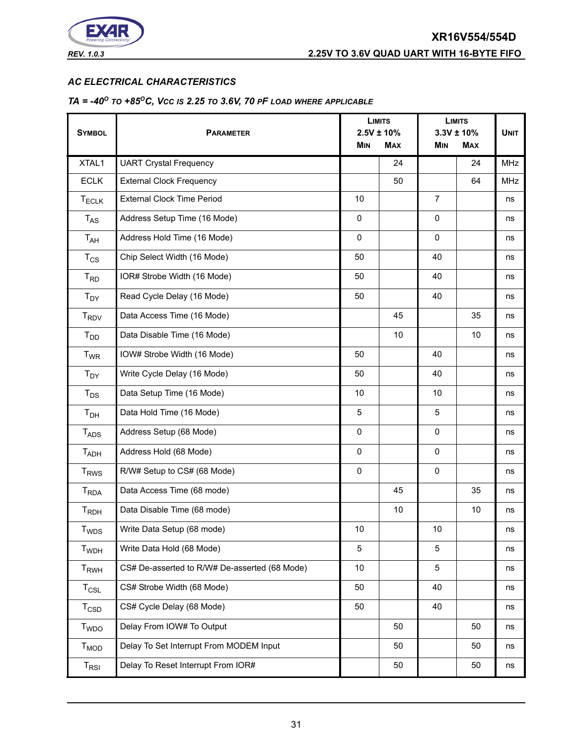## AC ELECTRICAL CHARACTERISTICS

***TA = -40$^{O}$ TO +85$^{O}$C, Vcc IS 2.25 TO 3.6V, 70 PF LOAD WHERE APPLICABLE***

| SYMBOL | PARAMETER | LIMITS 2.5V ± 10% MIN | LIMITS 2.5V ± 10% MAX | LIMITS 3.3V ± 10% MIN | LIMITS 3.3V ± 10% MAX | UNIT |
|---|---|---|---|---|---|---|
| XTAL1 | UART Crystal Frequency | | 24 | | 24 | MHz |
| ECLK | External Clock Frequency | | 50 | | 64 | MHz |
| $T_{ECLK}$ | External Clock Time Period | 10 | | 7 | | ns |
| $T_{AS}$ | Address Setup Time (16 Mode) | 0 | | 0 | | ns |
| $T_{AH}$ | Address Hold Time (16 Mode) | 0 | | 0 | | ns |
| $T_{CS}$ | Chip Select Width (16 Mode) | 50 | | 40 | | ns |
| $T_{RD}$ | IOR# Strobe Width (16 Mode) | 50 | | 40 | | ns |
| $T_{DY}$ | Read Cycle Delay (16 Mode) | 50 | | 40 | | ns |
| $T_{RDV}$ | Data Access Time (16 Mode) | | 45 | | 35 | ns |
| $T_{DD}$ | Data Disable Time (16 Mode) | | 10 | | 10 | ns |
| $T_{WR}$ | IOW# Strobe Width (16 Mode) | 50 | | 40 | | ns |
| $T_{DY}$ | Write Cycle Delay (16 Mode) | 50 | | 40 | | ns |
| $T_{DS}$ | Data Setup Time (16 Mode) | 10 | | 10 | | ns |
| $T_{DH}$ | Data Hold Time (16 Mode) | 5 | | 5 | | ns |
| $T_{ADS}$ | Address Setup (68 Mode) | 0 | | 0 | | ns |
| $T_{ADH}$ | Address Hold (68 Mode) | 0 | | 0 | | ns |
| $T_{RWS}$ | R/W# Setup to CS# (68 Mode) | 0 | | 0 | | ns |
| $T_{RDA}$ | Data Access Time (68 mode) | | 45 | | 35 | ns |
| $T_{RDH}$ | Data Disable Time (68 mode) | | 10 | | 10 | ns |
| $T_{WDS}$ | Write Data Setup (68 mode) | 10 | | 10 | | ns |
| $T_{WDH}$ | Write Data Hold (68 Mode) | 5 | | 5 | | ns |
| $T_{RWH}$ | CS# De-asserted to R/W# De-asserted (68 Mode) | 10 | | 5 | | ns |
| $T_{CSL}$ | CS# Strobe Width (68 Mode) | 50 | | 40 | | ns |
| $T_{CSD}$ | CS# Cycle Delay (68 Mode) | 50 | | 40 | | ns |
| $T_{WDO}$ | Delay From IOW# To Output | | 50 | | 50 | ns |
| $T_{MOD}$ | Delay To Set Interrupt From MODEM Input | | 50 | | 50 | ns |
| $T_{RSI}$ | Delay To Reset Interrupt From IOR# | | 50 | | 50 | ns |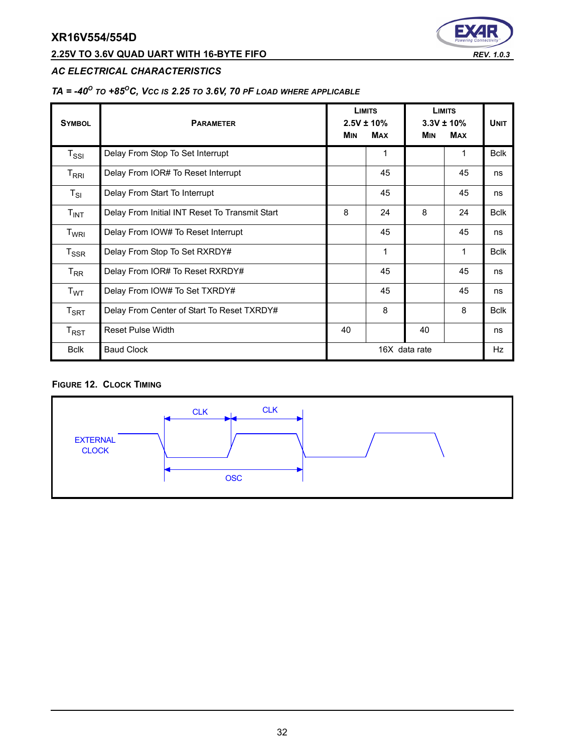## AC ELECTRICAL CHARACTERISTICS

### TA = -40$^{O}$ TO +85$^{O}$C, Vcc IS 2.25 TO 3.6V, 70 pF LOAD WHERE APPLICABLE

| SYMBOL | PARAMETER | LIMITS 2.5V ± 10% MIN | LIMITS 2.5V ± 10% MAX | LIMITS 3.3V ± 10% MIN | LIMITS 3.3V ± 10% MAX | UNIT |
|---|---|---|---|---|---|---|
| $T_{SSI}$ | Delay From Stop To Set Interrupt | | 1 | | 1 | Bclk |
| $T_{RRI}$ | Delay From IOR# To Reset Interrupt | | 45 | | 45 | ns |
| $T_{SI}$ | Delay From Start To Interrupt | | 45 | | 45 | ns |
| $T_{INT}$ | Delay From Initial INT Reset To Transmit Start | 8 | 24 | 8 | 24 | Bclk |
| $T_{WRI}$ | Delay From IOW# To Reset Interrupt | | 45 | | 45 | ns |
| $T_{SSR}$ | Delay From Stop To Set RXRDY# | | 1 | | 1 | Bclk |
| $T_{RR}$ | Delay From IOR# To Reset RXRDY# | | 45 | | 45 | ns |
| $T_{WT}$ | Delay From IOW# To Set TXRDY# | | 45 | | 45 | ns |
| $T_{SRT}$ | Delay From Center of Start To Reset TXRDY# | | 8 | | 8 | Bclk |
| $T_{RST}$ | Reset Pulse Width | 40 | | 40 | | ns |
| Bclk | Baud Clock | 16X data rate | | | | Hz |

FIGURE 12. CLOCK TIMING

EXTERNAL CLOCK

CLK CLK

OSC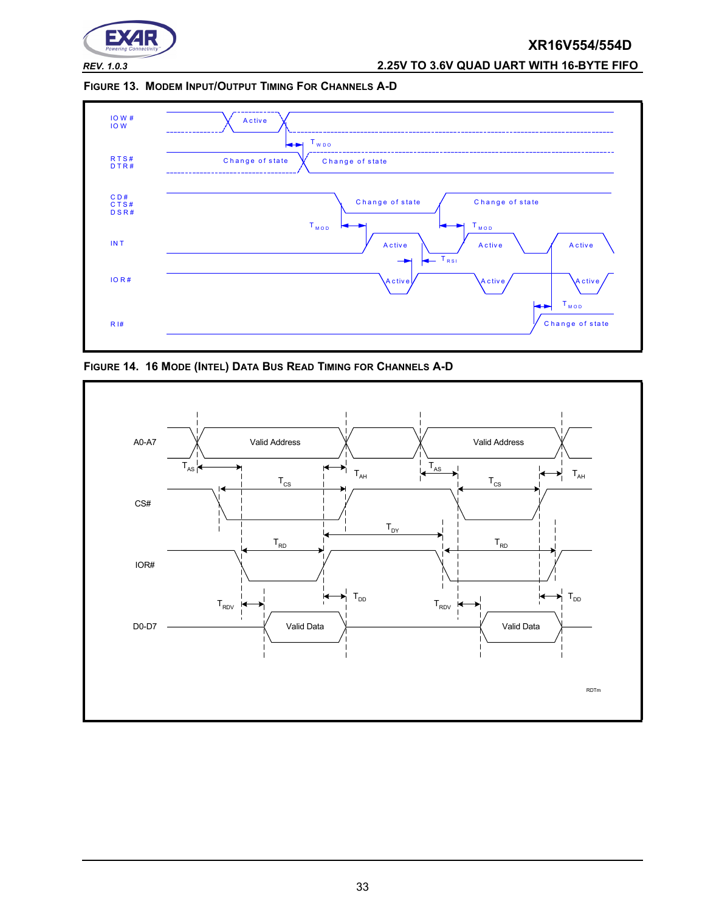**FIGURE 13. MODEM INPUT/OUTPUT TIMING FOR CHANNELS A-D**

IOW#
IOW

Active

$T_{WDO}$

RTS#
DTR#

Change of state

Change of state

CD#
CTS#
DSR#

Change of state

Change of state

$T_{MOD}$

$T_{MOD}$

INT

Active

Active

Active

$T_{RSI}$

IOR#

Active

Active

Active

$T_{MOD}$

RI#

Change of state

**FIGURE 14. 16 MODE (INTEL) DATA BUS READ TIMING FOR CHANNELS A-D**

A0-A7

Valid Address

Valid Address

$T_{AS}$

$T_{AH}$

$T_{AS}$

$T_{AH}$

$T_{CS}$

$T_{CS}$

CS#

$T_{DY}$

$T_{RD}$

$T_{RD}$

IOR#

$T_{RDV}$

$T_{DD}$

$T_{RDV}$

$T_{DD}$

D0-D7

Valid Data

Valid Data

RDTm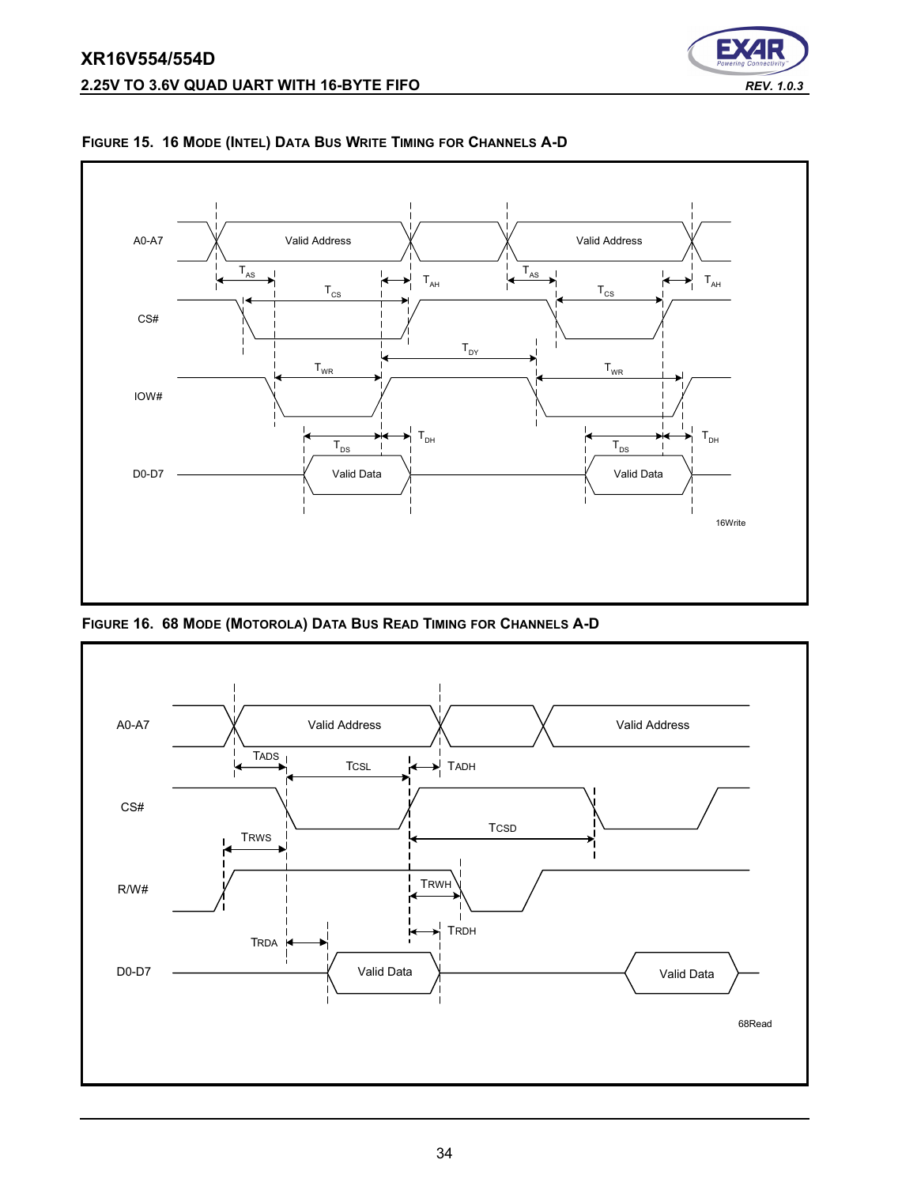**FIGURE 15. 16 MODE (INTEL) DATA BUS WRITE TIMING FOR CHANNELS A-D**

A0-A7

Valid Address

Valid Address

$T_{AS}$

$T_{AH}$

$T_{AS}$

$T_{AH}$

$T_{CS}$

$T_{CS}$

CS#

$T_{DY}$

$T_{WR}$

$T_{WR}$

IOW#

$T_{DH}$

$T_{DH}$

$T_{DS}$

$T_{DS}$

D0-D7

Valid Data

Valid Data

16Write

**FIGURE 16. 68 MODE (MOTOROLA) DATA BUS READ TIMING FOR CHANNELS A-D**

A0-A7

Valid Address

Valid Address

TADS

TCSL

TADH

CS#

TCSD

TRWS

R/W#

TRWH

TRDH

TRDA

D0-D7

Valid Data

Valid Data

68Read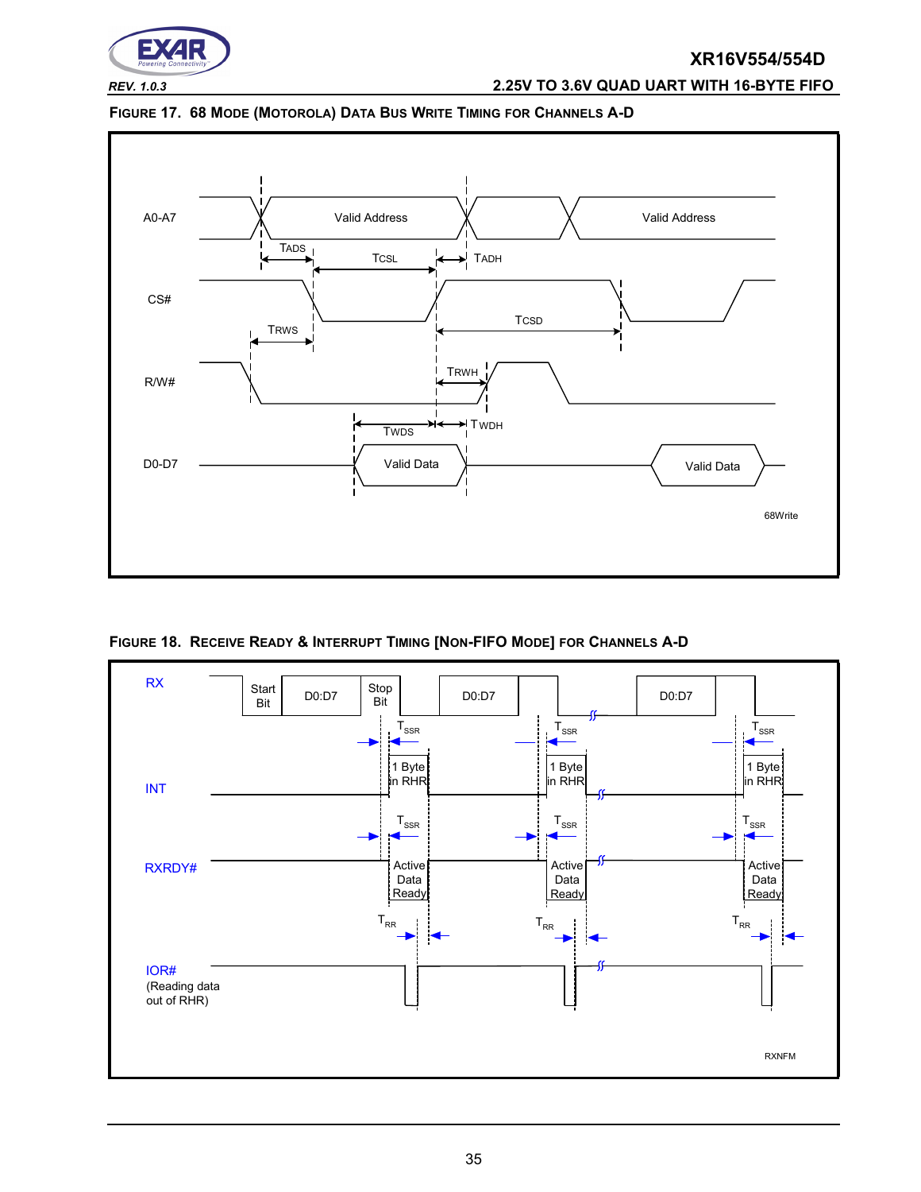**FIGURE 17. 68 MODE (MOTOROLA) DATA BUS WRITE TIMING FOR CHANNELS A-D**

A0-A7 — Valid Address — Valid Address

TADS — TCSL — TADH

CS#

TRWS — TCSD

R/W# — TRWH

TWDS — TWDH

D0-D7 — Valid Data — Valid Data

68Write

**FIGURE 18. RECEIVE READY & INTERRUPT TIMING [NON-FIFO MODE] FOR CHANNELS A-D**

RX — Start Bit — D0:D7 — Stop Bit — D0:D7 — D0:D7

$T_{SSR}$ — $T_{SSR}$ — $T_{SSR}$

INT — 1 Byte in RHR — 1 Byte in RHR — 1 Byte in RHR

$T_{SSR}$ — $T_{SSR}$ — $T_{SSR}$

RXRDY# — Active Data Ready — Active Data Ready — Active Data Ready

$T_{RR}$ — $T_{RR}$ — $T_{RR}$

IOR# (Reading data out of RHR)

RXNFM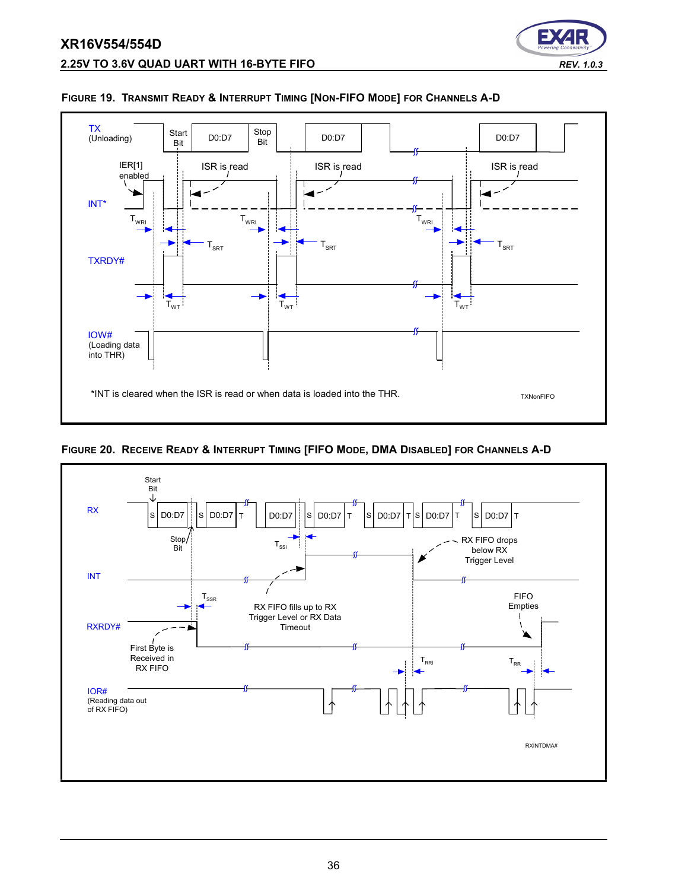### FIGURE 19. TRANSMIT READY & INTERRUPT TIMING [NON-FIFO MODE] FOR CHANNELS A-D

TX (Unloading) — Start Bit, D0:D7, Stop Bit, D0:D7, D0:D7

IER[1] enabled — ISR is read — ISR is read — ISR is read

INT*

$T_{WRI}$ $T_{SRT}$ $T_{WRI}$ $T_{SRT}$ $T_{WRI}$ $T_{SRT}$

TXRDY#

$T_{WT}$ $T_{WT}$ $T_{WT}$

IOW# (Loading data into THR)

*INT is cleared when the ISR is read or when data is loaded into the THR.

TXNonFIFO

### FIGURE 20. RECEIVE READY & INTERRUPT TIMING [FIFO MODE, DMA DISABLED] FOR CHANNELS A-D

RX — Start Bit, S D0:D7, Stop Bit, S D0:D7 T, D0:D7, S D0:D7 T, S D0:D7 T, S D0:D7 T, S D0:D7 T

INT — $T_{SSI}$ — RX FIFO fills up to RX Trigger Level or RX Data Timeout — RX FIFO drops below RX Trigger Level

RXRDY# — $T_{SSR}$ — First Byte is Received in RX FIFO — FIFO Empties

$T_{RRI}$ $T_{RR}$

IOR# (Reading data out of RX FIFO)

RXINTDMA#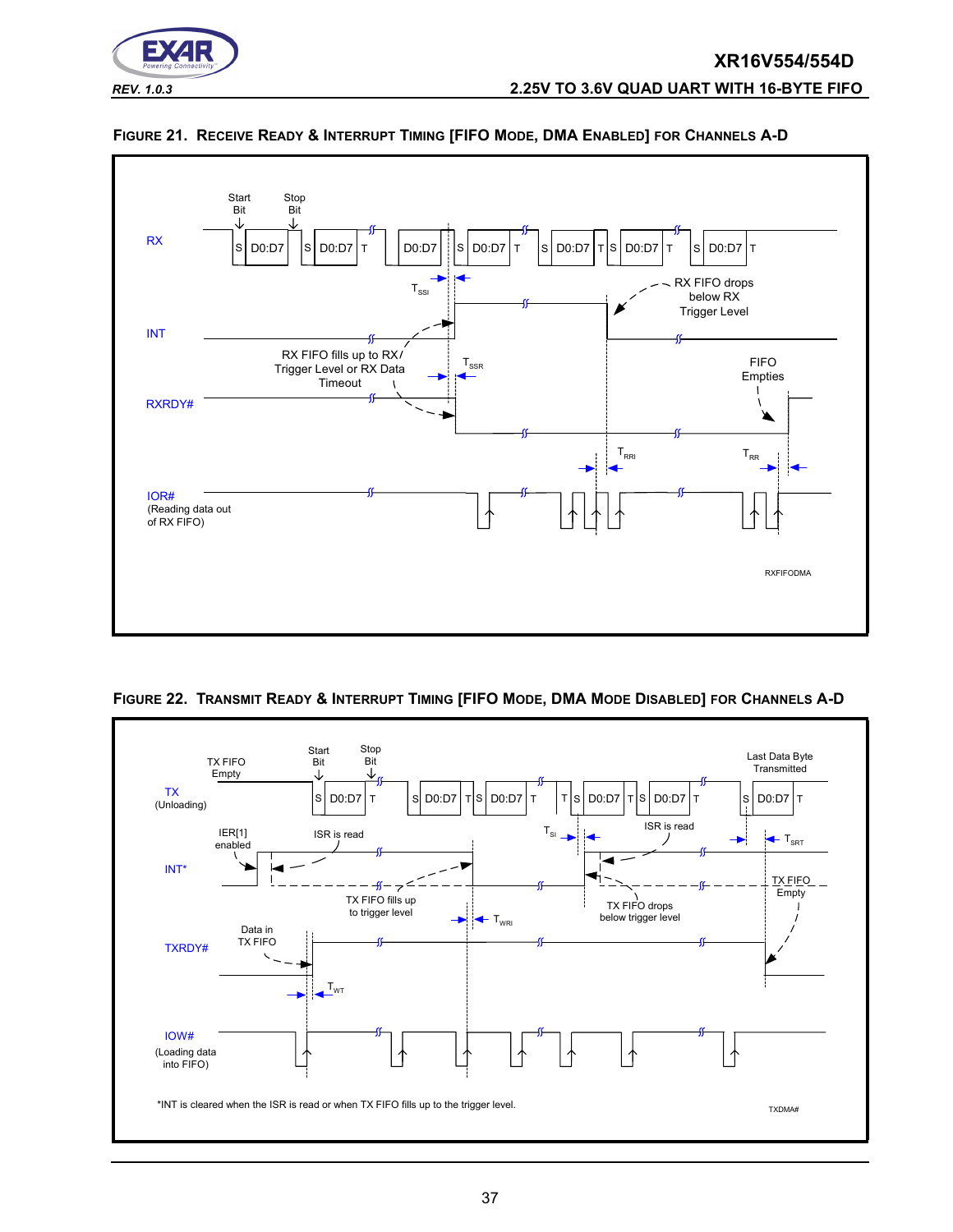**FIGURE 21. RECEIVE READY & INTERRUPT TIMING [FIFO MODE, DMA ENABLED] FOR CHANNELS A-D**

RX

Start Bit

Stop Bit

S D0:D7 S D0:D7 T D0:D7 S D0:D7 T S D0:D7 T S D0:D7 T S D0:D7 T

$T_{SSI}$

RX FIFO drops below RX Trigger Level

INT

RX FIFO fills up to RX Trigger Level or RX Data Timeout

$T_{SSR}$

FIFO Empties

RXRDY#

$T_{RRI}$

$T_{RR}$

IOR# (Reading data out of RX FIFO)

RXFIFODMA

**FIGURE 22. TRANSMIT READY & INTERRUPT TIMING [FIFO MODE, DMA MODE DISABLED] FOR CHANNELS A-D**

TX FIFO Empty

Start Bit

Stop Bit

Last Data Byte Transmitted

TX (Unloading)

S D0:D7 T S D0:D7 T S D0:D7 T T S D0:D7 T S D0:D7 T S D0:D7 T

IER[1] enabled

ISR is read

$T_{SI}$

ISR is read

$T_{SRT}$

INT*

TX FIFO fills up to trigger level

$T_{WRI}$

TX FIFO drops below trigger level

TX FIFO Empty

Data in TX FIFO

TXRDY#

$T_{WT}$

IOW# (Loading data into FIFO)

*INT is cleared when the ISR is read or when TX FIFO fills up to the trigger level.

TXDMA#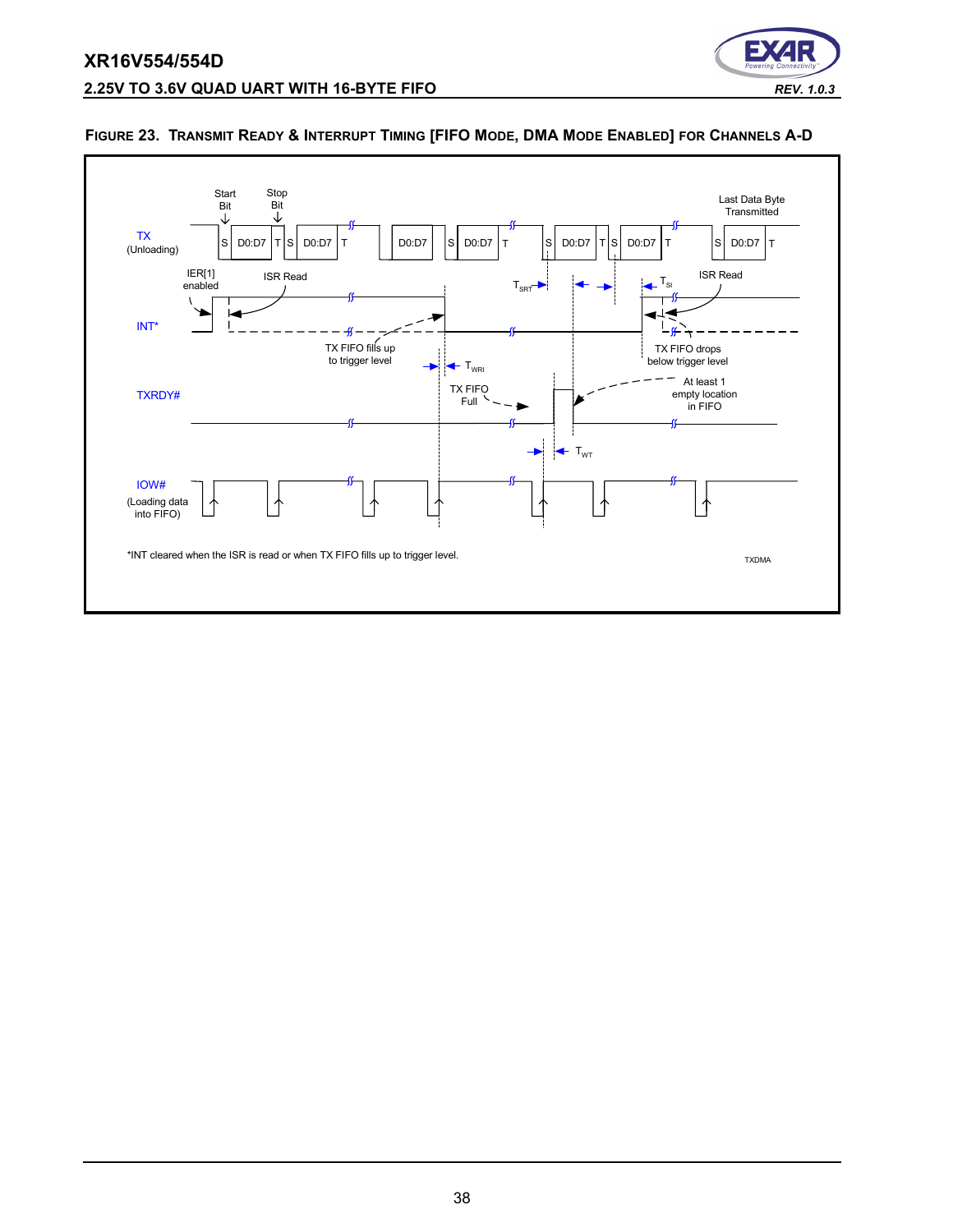**FIGURE 23. TRANSMIT READY & INTERRUPT TIMING [FIFO MODE, DMA MODE ENABLED] FOR CHANNELS A-D**

Start Bit

Stop Bit

Last Data Byte Transmitted

TX (Unloading)

S D0:D7 T S D0:D7 T D0:D7 S D0:D7 T S D0:D7 T S D0:D7 T S D0:D7 T

IER[1] enabled

ISR Read

$T_{SRT}$

$T_{SI}$

ISR Read

INT*

TX FIFO fills up to trigger level

TX FIFO drops below trigger level

$T_{WRI}$

TXRDY#

TX FIFO Full

At least 1 empty location in FIFO

$T_{WT}$

IOW# (Loading data into FIFO)

*INT cleared when the ISR is read or when TX FIFO fills up to trigger level.

TXDMA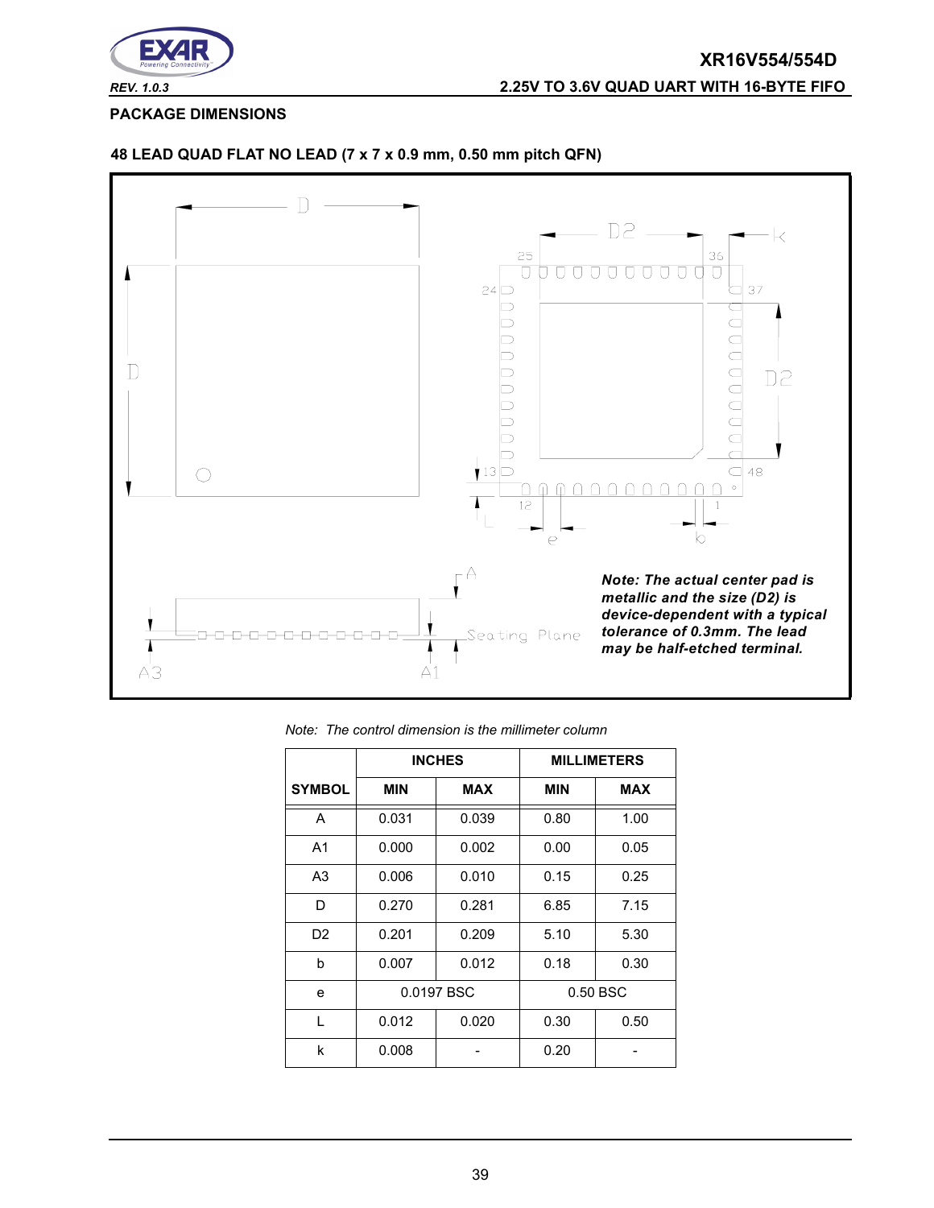## PACKAGE DIMENSIONS

### 48 LEAD QUAD FLAT NO LEAD (7 x 7 x 0.9 mm, 0.50 mm pitch QFN)

***Note: The actual center pad is metallic and the size (D2) is device-dependent with a typical tolerance of 0.3mm. The lead may be half-etched terminal.***

*Note: The control dimension is the millimeter column*

| SYMBOL | INCHES | | MILLIMETERS | |
|---|---|---|---|---|
| | MIN | MAX | MIN | MAX |
| A | 0.031 | 0.039 | 0.80 | 1.00 |
| A1 | 0.000 | 0.002 | 0.00 | 0.05 |
| A3 | 0.006 | 0.010 | 0.15 | 0.25 |
| D | 0.270 | 0.281 | 6.85 | 7.15 |
| D2 | 0.201 | 0.209 | 5.10 | 5.30 |
| b | 0.007 | 0.012 | 0.18 | 0.30 |
| e | 0.0197 BSC | | 0.50 BSC | |
| L | 0.012 | 0.020 | 0.30 | 0.50 |
| k | 0.008 | - | 0.20 | - |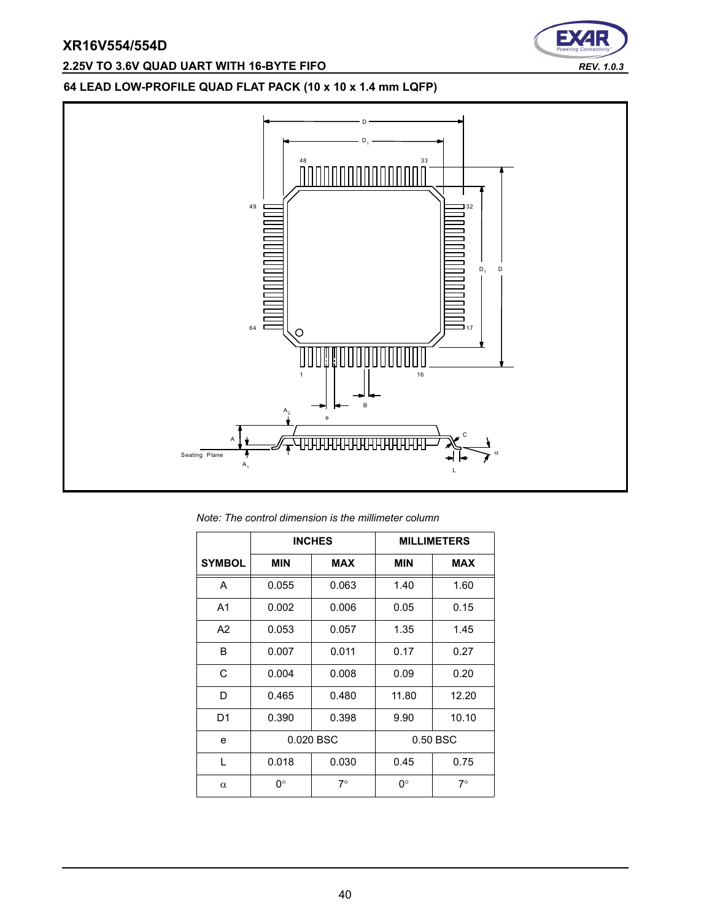## 64 LEAD LOW-PROFILE QUAD FLAT PACK (10 x 10 x 1.4 mm LQFP)

*Note: The control dimension is the millimeter column*

| | INCHES | | MILLIMETERS | |
|---|---|---|---|---|
| SYMBOL | MIN | MAX | MIN | MAX |
| A | 0.055 | 0.063 | 1.40 | 1.60 |
| A1 | 0.002 | 0.006 | 0.05 | 0.15 |
| A2 | 0.053 | 0.057 | 1.35 | 1.45 |
| B | 0.007 | 0.011 | 0.17 | 0.27 |
| C | 0.004 | 0.008 | 0.09 | 0.20 |
| D | 0.465 | 0.480 | 11.80 | 12.20 |
| D1 | 0.390 | 0.398 | 9.90 | 10.10 |
| e | 0.020 BSC | | 0.50 BSC | |
| L | 0.018 | 0.030 | 0.45 | 0.75 |
| $\alpha$ | 0° | 7° | 0° | 7° |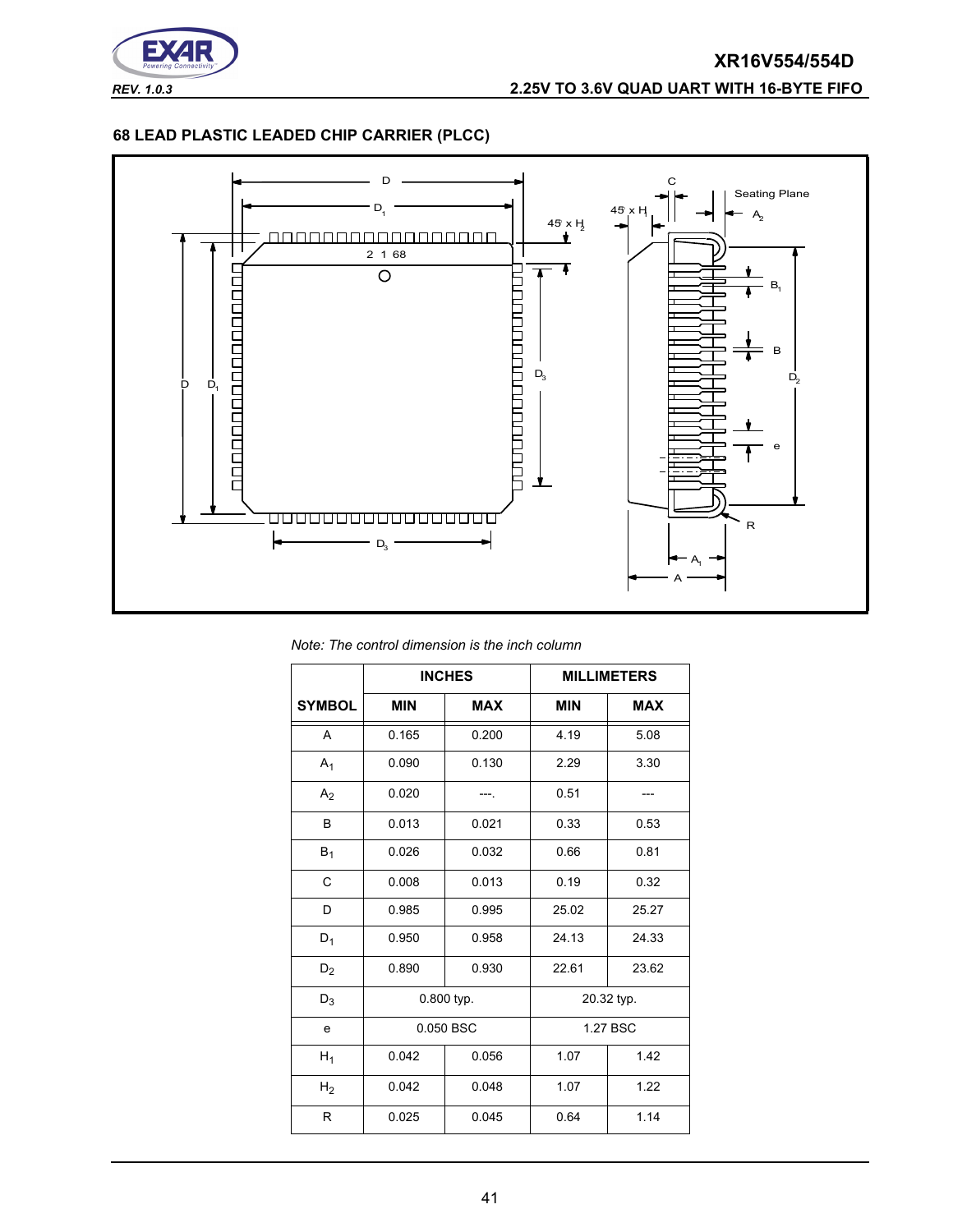## 68 LEAD PLASTIC LEADED CHIP CARRIER (PLCC)

*Note: The control dimension is the inch column*

| | INCHES | | MILLIMETERS | |
|---|---|---|---|---|
| **SYMBOL** | **MIN** | **MAX** | **MIN** | **MAX** |
| A | 0.165 | 0.200 | 4.19 | 5.08 |
| $A_1$ | 0.090 | 0.130 | 2.29 | 3.30 |
| $A_2$ | 0.020 | ---. | 0.51 | --- |
| B | 0.013 | 0.021 | 0.33 | 0.53 |
| $B_1$ | 0.026 | 0.032 | 0.66 | 0.81 |
| C | 0.008 | 0.013 | 0.19 | 0.32 |
| D | 0.985 | 0.995 | 25.02 | 25.27 |
| $D_1$ | 0.950 | 0.958 | 24.13 | 24.33 |
| $D_2$ | 0.890 | 0.930 | 22.61 | 23.62 |
| $D_3$ | 0.800 typ. | | 20.32 typ. | |
| e | 0.050 BSC | | 1.27 BSC | |
| $H_1$ | 0.042 | 0.056 | 1.07 | 1.42 |
| $H_2$ | 0.042 | 0.048 | 1.07 | 1.22 |
| R | 0.025 | 0.045 | 0.64 | 1.14 |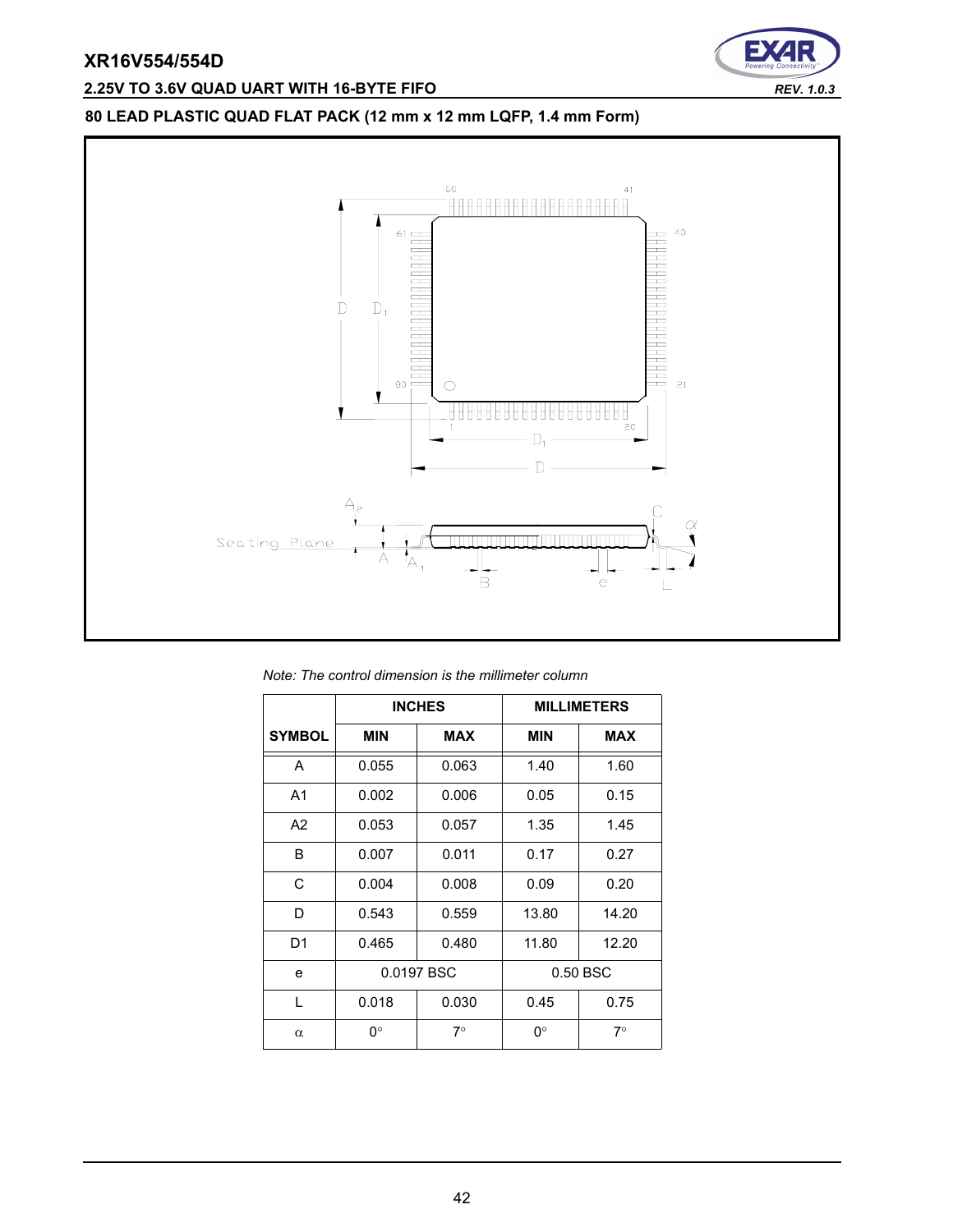## 80 LEAD PLASTIC QUAD FLAT PACK (12 mm x 12 mm LQFP, 1.4 mm Form)

*Note: The control dimension is the millimeter column*

| SYMBOL | INCHES | | MILLIMETERS | |
|---|---|---|---|---|
| | MIN | MAX | MIN | MAX |
| A | 0.055 | 0.063 | 1.40 | 1.60 |
| A1 | 0.002 | 0.006 | 0.05 | 0.15 |
| A2 | 0.053 | 0.057 | 1.35 | 1.45 |
| B | 0.007 | 0.011 | 0.17 | 0.27 |
| C | 0.004 | 0.008 | 0.09 | 0.20 |
| D | 0.543 | 0.559 | 13.80 | 14.20 |
| D1 | 0.465 | 0.480 | 11.80 | 12.20 |
| e | 0.0197 BSC | | 0.50 BSC | |
| L | 0.018 | 0.030 | 0.45 | 0.75 |
| $\alpha$ | 0° | 7° | 0° | 7° |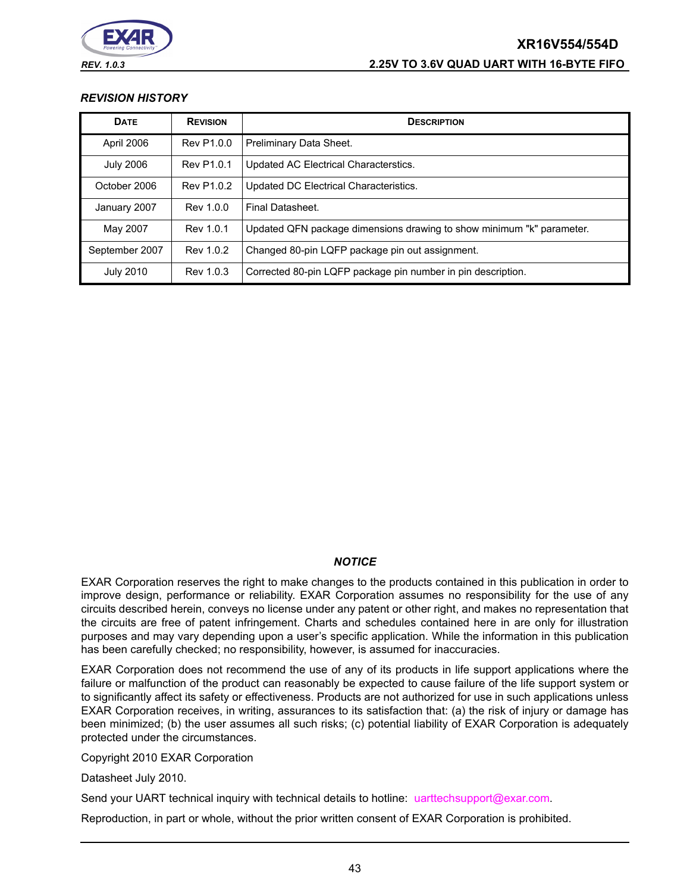### *REVISION HISTORY*

| DATE | REVISION | DESCRIPTION |
|---|---|---|
| April 2006 | Rev P1.0.0 | Preliminary Data Sheet. |
| July 2006 | Rev P1.0.1 | Updated AC Electrical Characterstics. |
| October 2006 | Rev P1.0.2 | Updated DC Electrical Characteristics. |
| January 2007 | Rev 1.0.0 | Final Datasheet. |
| May 2007 | Rev 1.0.1 | Updated QFN package dimensions drawing to show minimum "k" parameter. |
| September 2007 | Rev 1.0.2 | Changed 80-pin LQFP package pin out assignment. |
| July 2010 | Rev 1.0.3 | Corrected 80-pin LQFP package pin number in pin description. |

### *NOTICE*

EXAR Corporation reserves the right to make changes to the products contained in this publication in order to improve design, performance or reliability. EXAR Corporation assumes no responsibility for the use of any circuits described herein, conveys no license under any patent or other right, and makes no representation that the circuits are free of patent infringement. Charts and schedules contained here in are only for illustration purposes and may vary depending upon a user's specific application. While the information in this publication has been carefully checked; no responsibility, however, is assumed for inaccuracies.

EXAR Corporation does not recommend the use of any of its products in life support applications where the failure or malfunction of the product can reasonably be expected to cause failure of the life support system or to significantly affect its safety or effectiveness. Products are not authorized for use in such applications unless EXAR Corporation receives, in writing, assurances to its satisfaction that: (a) the risk of injury or damage has been minimized; (b) the user assumes all such risks; (c) potential liability of EXAR Corporation is adequately protected under the circumstances.

Copyright 2010 EXAR Corporation

Datasheet July 2010.

Send your UART technical inquiry with technical details to hotline: uarttechsupport@exar.com.

Reproduction, in part or whole, without the prior written consent of EXAR Corporation is prohibited.